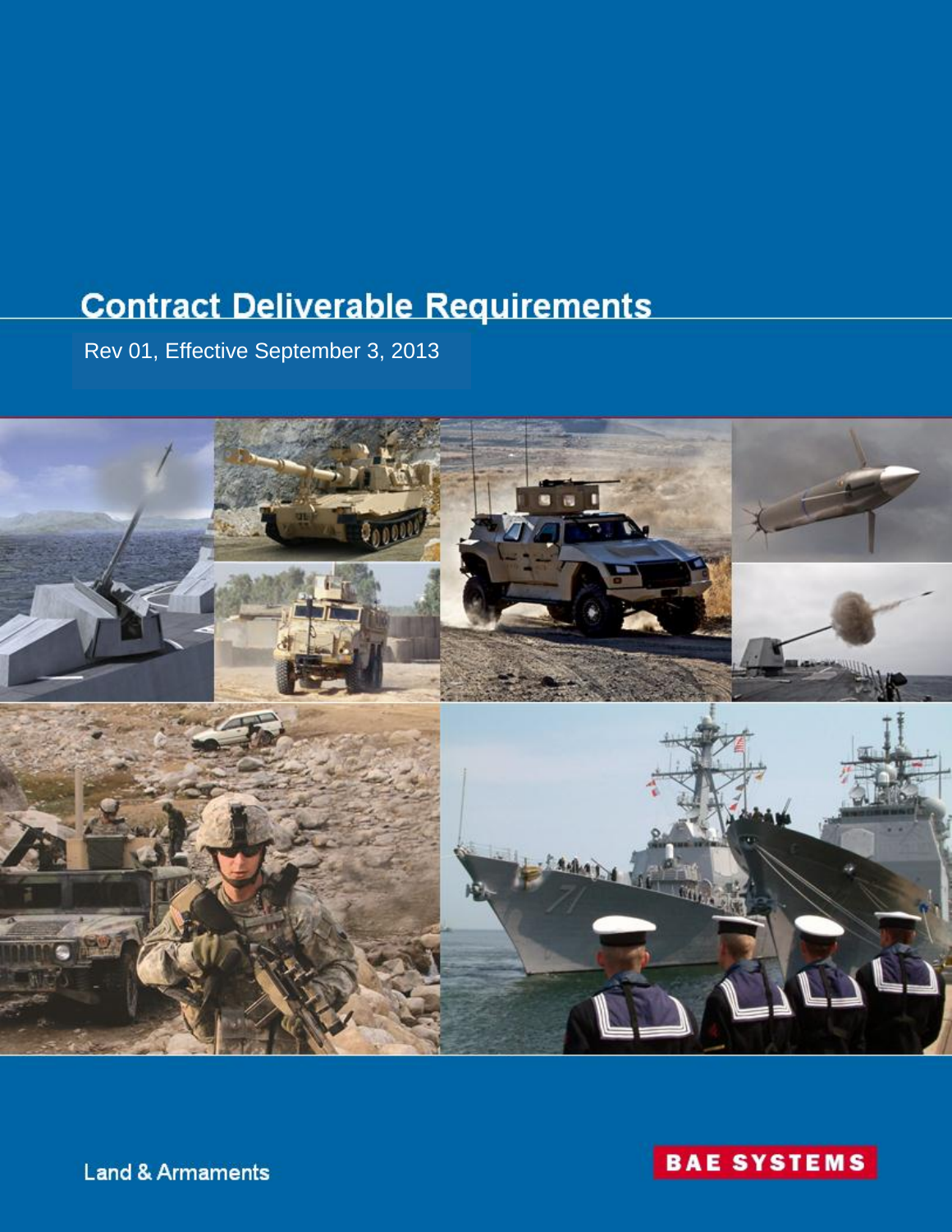# Contract Deliverable Requirements

Rev 01, Effective September 3, 2013

Land & Armaments

BAE SYSTEMS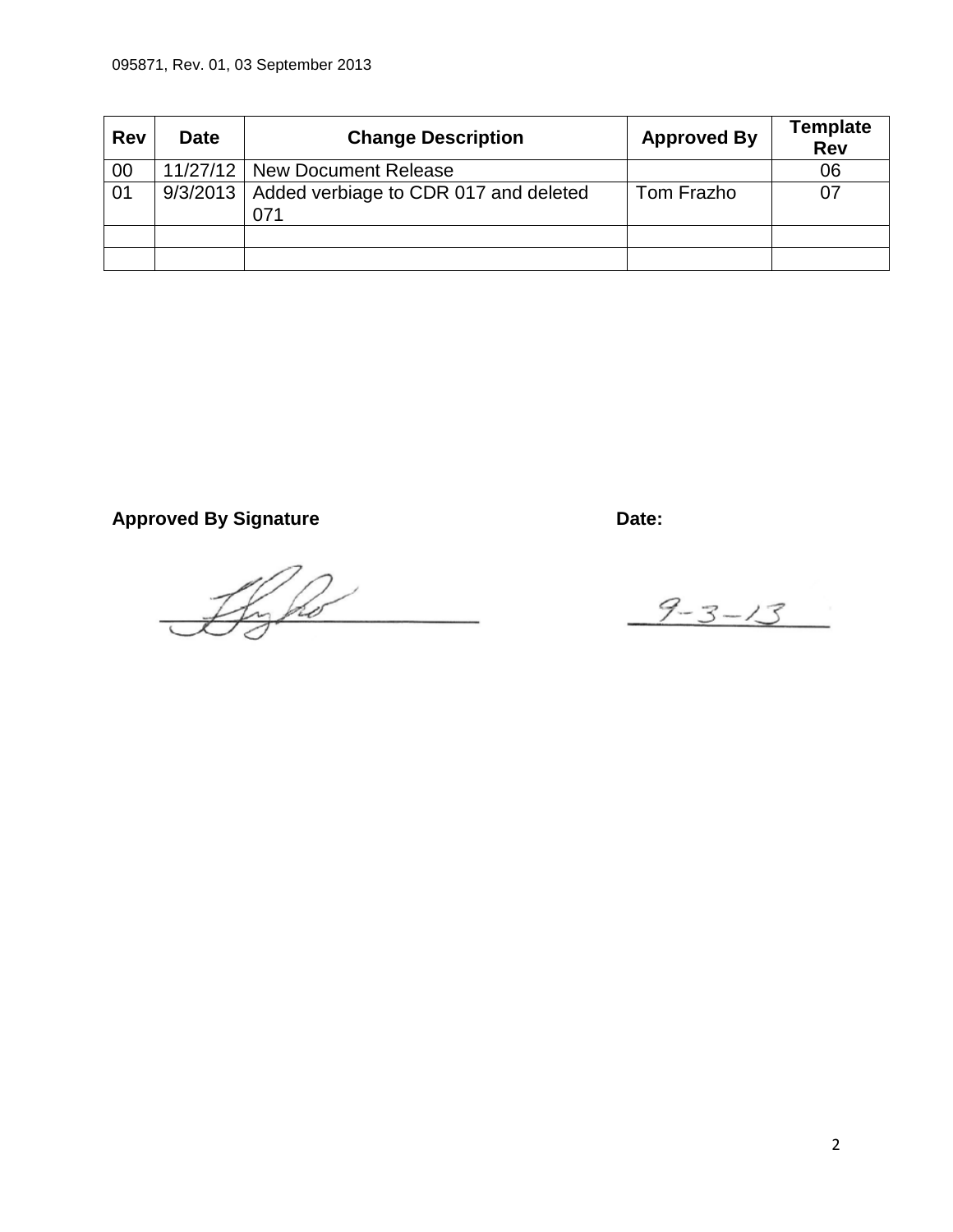| Rev | Date | Change Description | Approved By | Template Rev |
|---|---|---|---|---|
| 00 | 11/27/12 | New Document Release | | 06 |
| 01 | 9/3/2013 | Added verbiage to CDR 017 and deleted 071 | Tom Frazho | 07 |
| | | | | |
| | | | | |

**Approved By Signature** **Date:**

9-3-13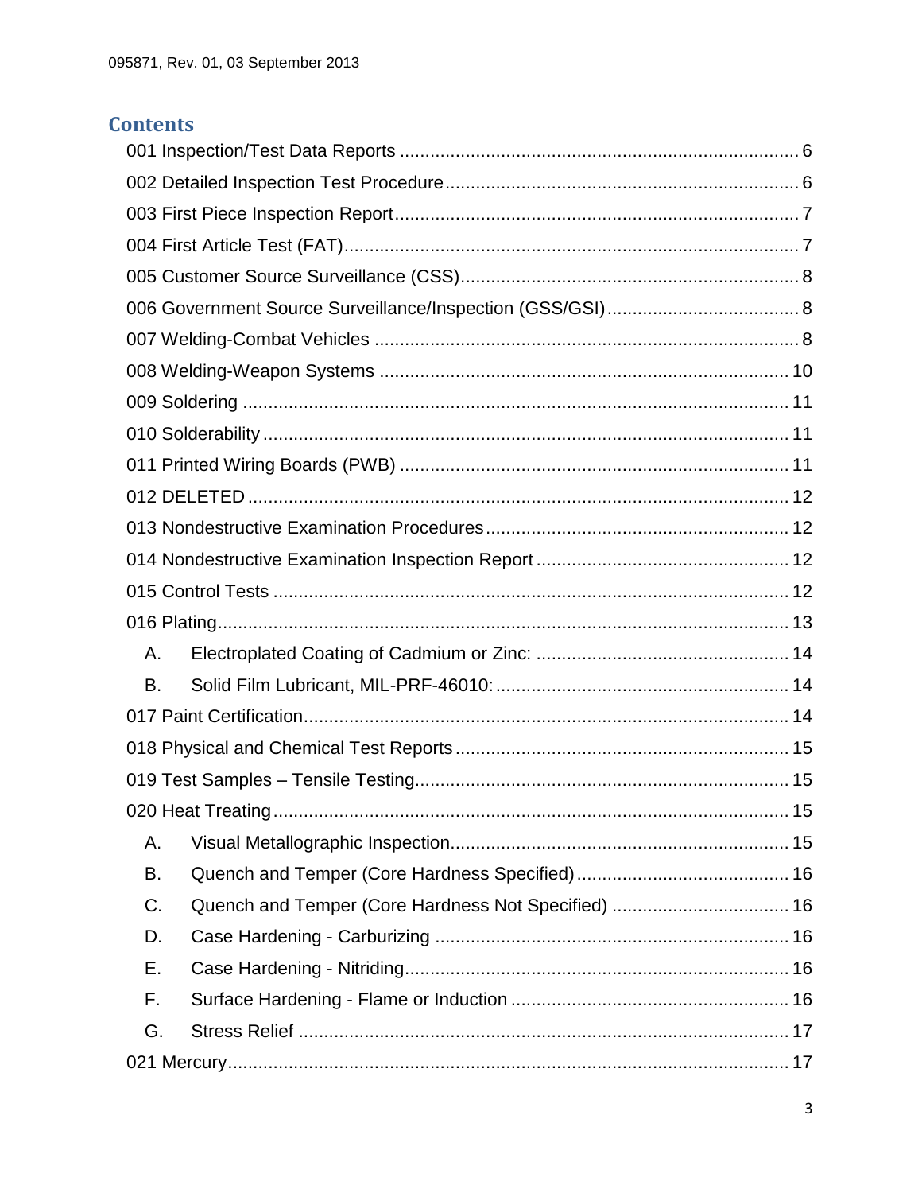# Contents

001 Inspection/Test Data Reports ........ 6

002 Detailed Inspection Test Procedure ........ 6

003 First Piece Inspection Report ........ 7

004 First Article Test (FAT) ........ 7

005 Customer Source Surveillance (CSS) ........ 8

006 Government Source Surveillance/Inspection (GSS/GSI) ........ 8

007 Welding-Combat Vehicles ........ 8

008 Welding-Weapon Systems ........ 10

009 Soldering ........ 11

010 Solderability ........ 11

011 Printed Wiring Boards (PWB) ........ 11

012 DELETED ........ 12

013 Nondestructive Examination Procedures ........ 12

014 Nondestructive Examination Inspection Report ........ 12

015 Control Tests ........ 12

016 Plating ........ 13

- A. Electroplated Coating of Cadmium or Zinc: ........ 14
- B. Solid Film Lubricant, MIL-PRF-46010: ........ 14

017 Paint Certification ........ 14

018 Physical and Chemical Test Reports ........ 15

019 Test Samples – Tensile Testing ........ 15

020 Heat Treating ........ 15

- A. Visual Metallographic Inspection ........ 15
- B. Quench and Temper (Core Hardness Specified) ........ 16
- C. Quench and Temper (Core Hardness Not Specified) ........ 16
- D. Case Hardening - Carburizing ........ 16
- E. Case Hardening - Nitriding ........ 16
- F. Surface Hardening - Flame or Induction ........ 16
- G. Stress Relief ........ 17

021 Mercury ........ 17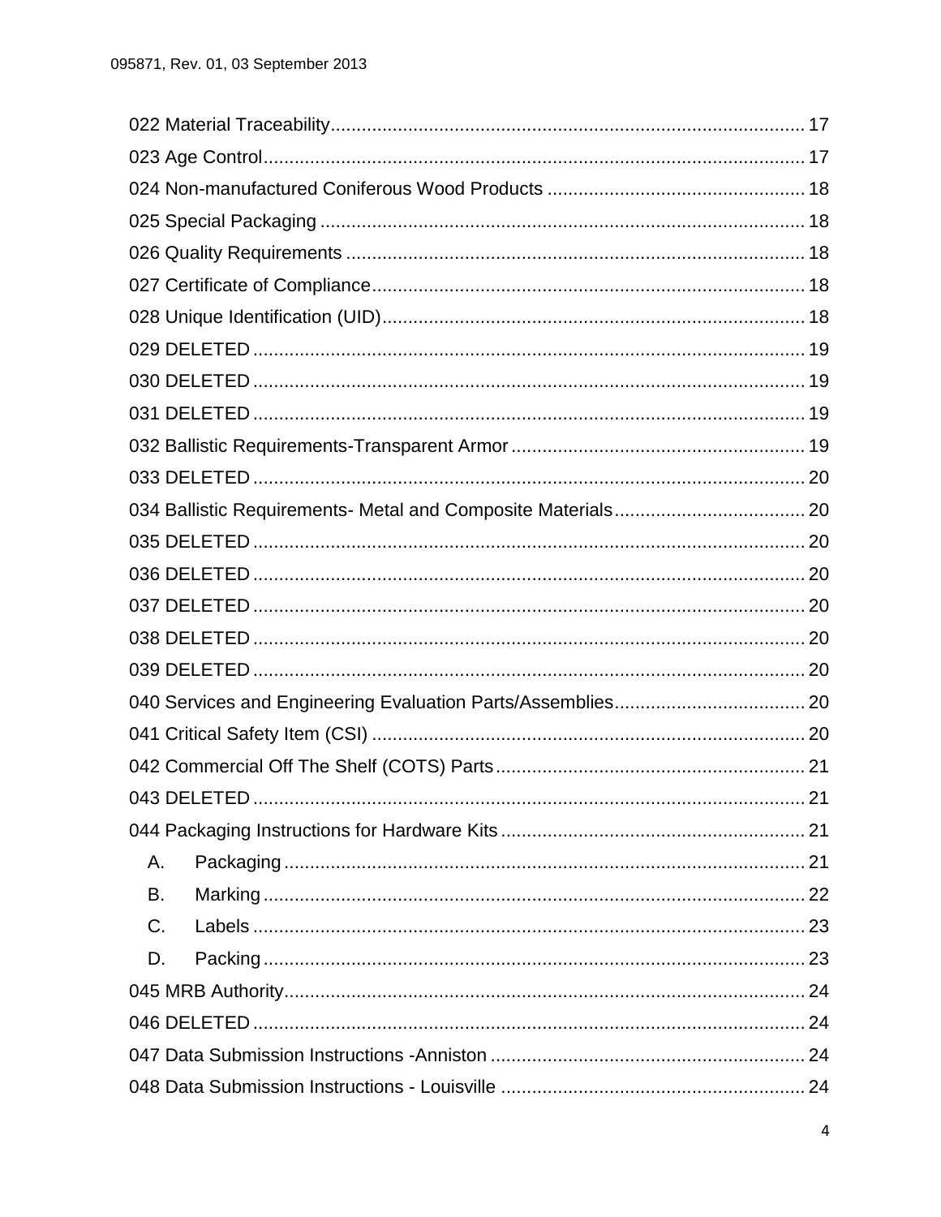022 Material Traceability ........................................................................................ 17
023 Age Control ........................................................................................................ 17
024 Non-manufactured Coniferous Wood Products ................................................. 18
025 Special Packaging ............................................................................................. 18
026 Quality Requirements ........................................................................................ 18
027 Certificate of Compliance ................................................................................... 18
028 Unique Identification (UID) ................................................................................ 18
029 DELETED .......................................................................................................... 19
030 DELETED .......................................................................................................... 19
031 DELETED .......................................................................................................... 19
032 Ballistic Requirements-Transparent Armor ........................................................ 19
033 DELETED .......................................................................................................... 20
034 Ballistic Requirements- Metal and Composite Materials .................................... 20
035 DELETED .......................................................................................................... 20
036 DELETED .......................................................................................................... 20
037 DELETED .......................................................................................................... 20
038 DELETED .......................................................................................................... 20
039 DELETED .......................................................................................................... 20
040 Services and Engineering Evaluation Parts/Assemblies .................................... 20
041 Critical Safety Item (CSI) ................................................................................... 20
042 Commercial Off The Shelf (COTS) Parts ........................................................... 21
043 DELETED .......................................................................................................... 21
044 Packaging Instructions for Hardware Kits .......................................................... 21
- A. Packaging ..................................................................................................... 21
- B. Marking ......................................................................................................... 22
- C. Labels ........................................................................................................... 23
- D. Packing ......................................................................................................... 23

045 MRB Authority .................................................................................................... 24
046 DELETED .......................................................................................................... 24
047 Data Submission Instructions -Anniston ............................................................ 24
048 Data Submission Instructions - Louisville .......................................................... 24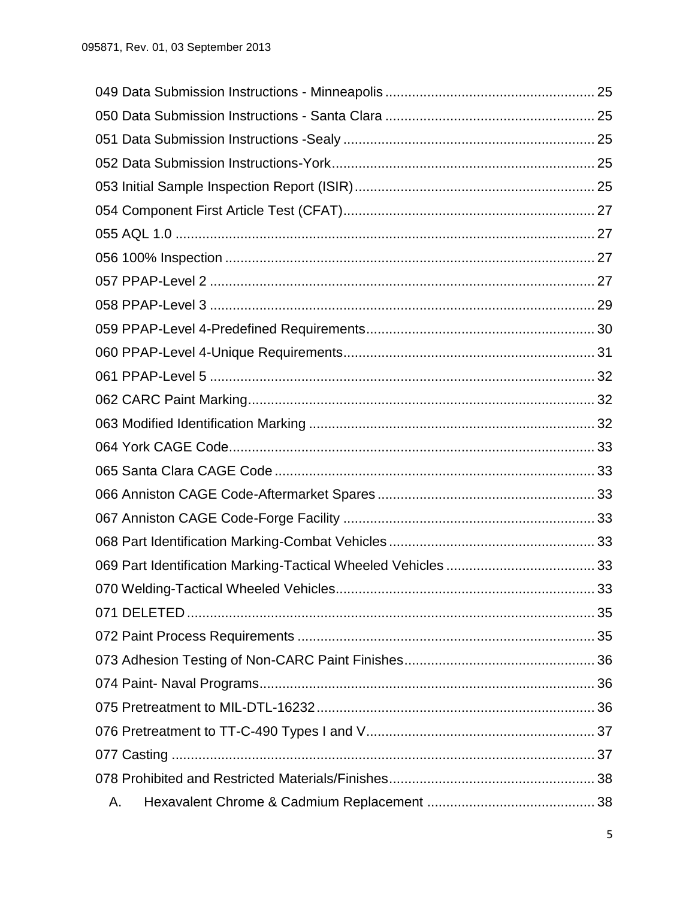049 Data Submission Instructions - Minneapolis ...................................................... 25

050 Data Submission Instructions - Santa Clara ...................................................... 25

051 Data Submission Instructions -Sealy ................................................................. 25

052 Data Submission Instructions-York .................................................................... 25

053 Initial Sample Inspection Report (ISIR) .............................................................. 25

054 Component First Article Test (CFAT) ................................................................. 27

055 AQL 1.0 ............................................................................................................. 27

056 100% Inspection ................................................................................................ 27

057 PPAP-Level 2 .................................................................................................... 27

058 PPAP-Level 3 .................................................................................................... 29

059 PPAP-Level 4-Predefined Requirements ........................................................... 30

060 PPAP-Level 4-Unique Requirements ................................................................. 31

061 PPAP-Level 5 .................................................................................................... 32

062 CARC Paint Marking .......................................................................................... 32

063 Modified Identification Marking .......................................................................... 32

064 York CAGE Code ............................................................................................... 33

065 Santa Clara CAGE Code ................................................................................... 33

066 Anniston CAGE Code-Aftermarket Spares ........................................................ 33

067 Anniston CAGE Code-Forge Facility ................................................................. 33

068 Part Identification Marking-Combat Vehicles ..................................................... 33

069 Part Identification Marking-Tactical Wheeled Vehicles ...................................... 33

070 Welding-Tactical Wheeled Vehicles ................................................................... 33

071 DELETED .......................................................................................................... 35

072 Paint Process Requirements ............................................................................. 35

073 Adhesion Testing of Non-CARC Paint Finishes ................................................. 36

074 Paint- Naval Programs ....................................................................................... 36

075 Pretreatment to MIL-DTL-16232 ........................................................................ 36

076 Pretreatment to TT-C-490 Types I and V ........................................................... 37

077 Casting .............................................................................................................. 37

078 Prohibited and Restricted Materials/Finishes ..................................................... 38

A. Hexavalent Chrome & Cadmium Replacement ............................................ 38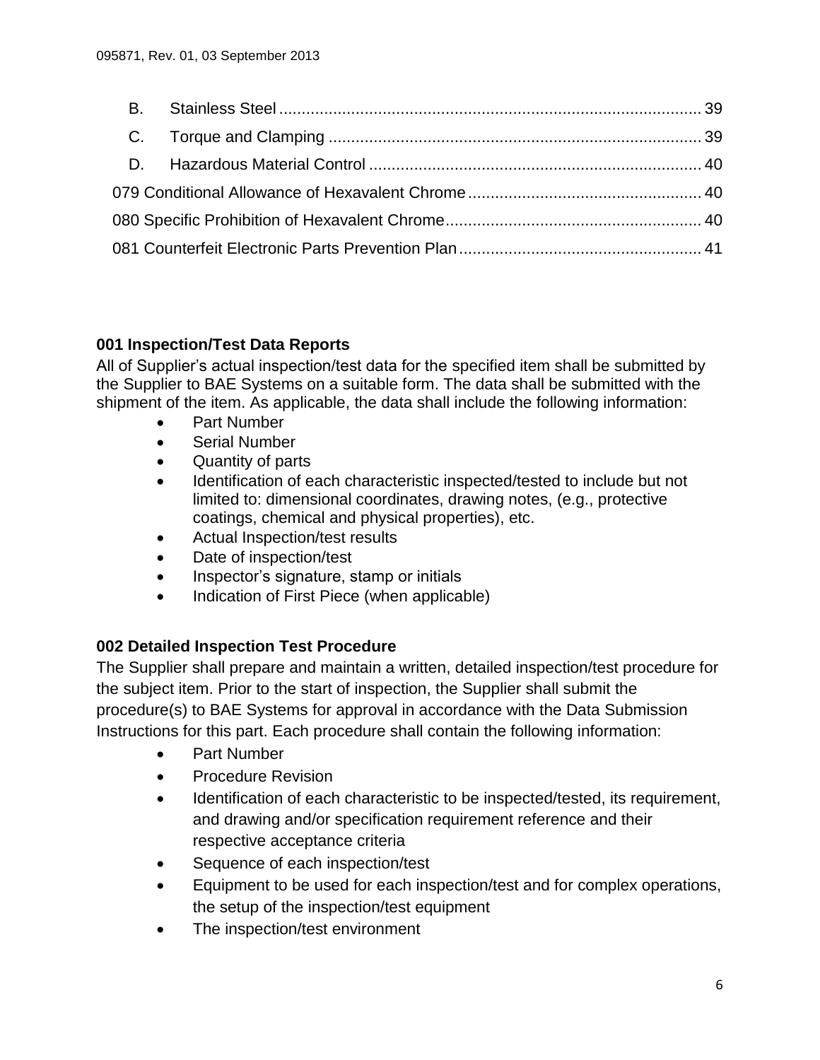| | | |
|---|---|---|
| B. | Stainless Steel | 39 |
| C. | Torque and Clamping | 39 |
| D. | Hazardous Material Control | 40 |
| 079 Conditional Allowance of Hexavalent Chrome | | 40 |
| 080 Specific Prohibition of Hexavalent Chrome | | 40 |
| 081 Counterfeit Electronic Parts Prevention Plan | | 41 |

### 001 Inspection/Test Data Reports

All of Supplier's actual inspection/test data for the specified item shall be submitted by the Supplier to BAE Systems on a suitable form. The data shall be submitted with the shipment of the item. As applicable, the data shall include the following information:

- Part Number
- Serial Number
- Quantity of parts
- Identification of each characteristic inspected/tested to include but not limited to: dimensional coordinates, drawing notes, (e.g., protective coatings, chemical and physical properties), etc.
- Actual Inspection/test results
- Date of inspection/test
- Inspector's signature, stamp or initials
- Indication of First Piece (when applicable)

### 002 Detailed Inspection Test Procedure

The Supplier shall prepare and maintain a written, detailed inspection/test procedure for the subject item. Prior to the start of inspection, the Supplier shall submit the procedure(s) to BAE Systems for approval in accordance with the Data Submission Instructions for this part. Each procedure shall contain the following information:

- Part Number
- Procedure Revision
- Identification of each characteristic to be inspected/tested, its requirement, and drawing and/or specification requirement reference and their respective acceptance criteria
- Sequence of each inspection/test
- Equipment to be used for each inspection/test and for complex operations, the setup of the inspection/test equipment
- The inspection/test environment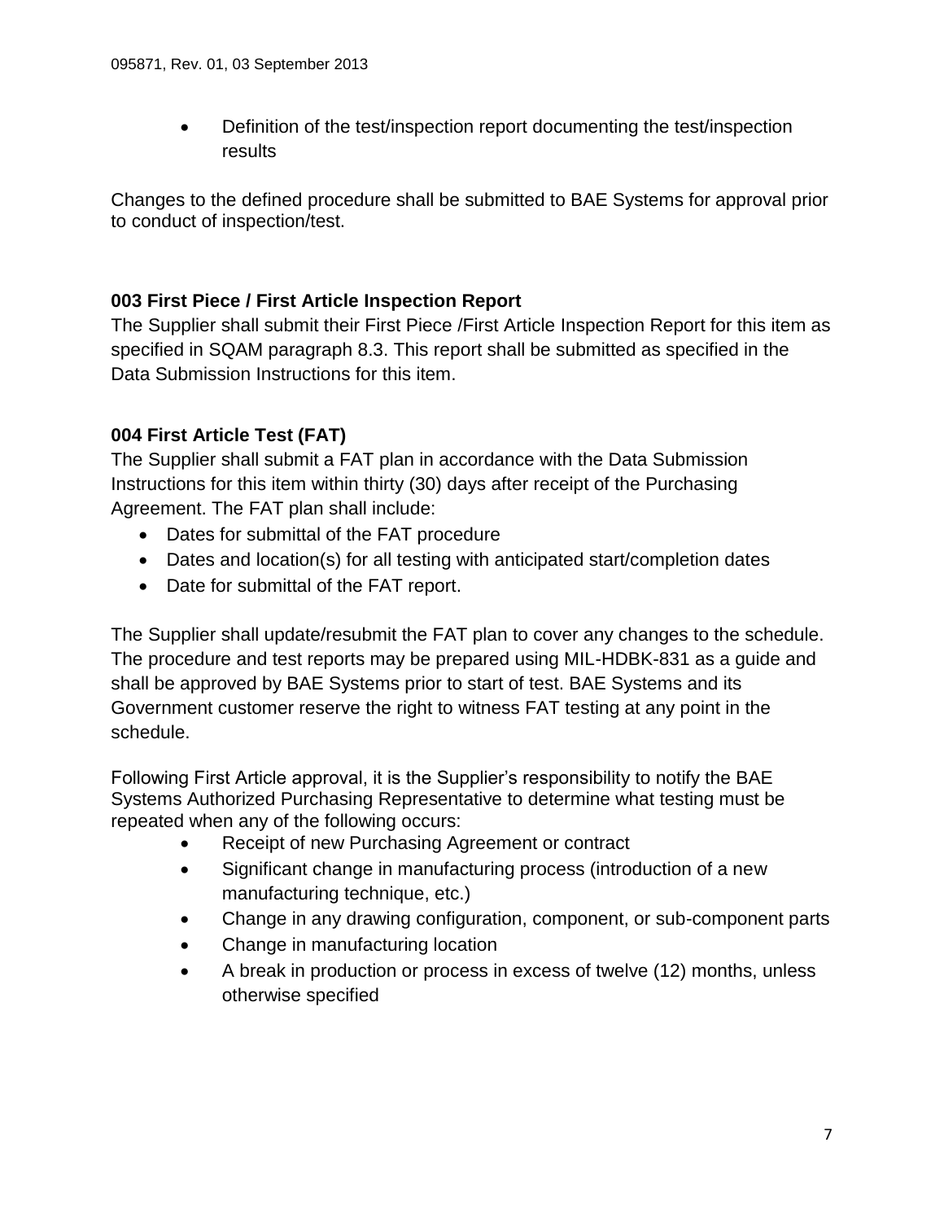- Definition of the test/inspection report documenting the test/inspection results

Changes to the defined procedure shall be submitted to BAE Systems for approval prior to conduct of inspection/test.

**003 First Piece / First Article Inspection Report**

The Supplier shall submit their First Piece /First Article Inspection Report for this item as specified in SQAM paragraph 8.3. This report shall be submitted as specified in the Data Submission Instructions for this item.

**004 First Article Test (FAT)**

The Supplier shall submit a FAT plan in accordance with the Data Submission Instructions for this item within thirty (30) days after receipt of the Purchasing Agreement. The FAT plan shall include:

- Dates for submittal of the FAT procedure
- Dates and location(s) for all testing with anticipated start/completion dates
- Date for submittal of the FAT report.

The Supplier shall update/resubmit the FAT plan to cover any changes to the schedule. The procedure and test reports may be prepared using MIL-HDBK-831 as a guide and shall be approved by BAE Systems prior to start of test. BAE Systems and its Government customer reserve the right to witness FAT testing at any point in the schedule.

Following First Article approval, it is the Supplier's responsibility to notify the BAE Systems Authorized Purchasing Representative to determine what testing must be repeated when any of the following occurs:

- Receipt of new Purchasing Agreement or contract
- Significant change in manufacturing process (introduction of a new manufacturing technique, etc.)
- Change in any drawing configuration, component, or sub-component parts
- Change in manufacturing location
- A break in production or process in excess of twelve (12) months, unless otherwise specified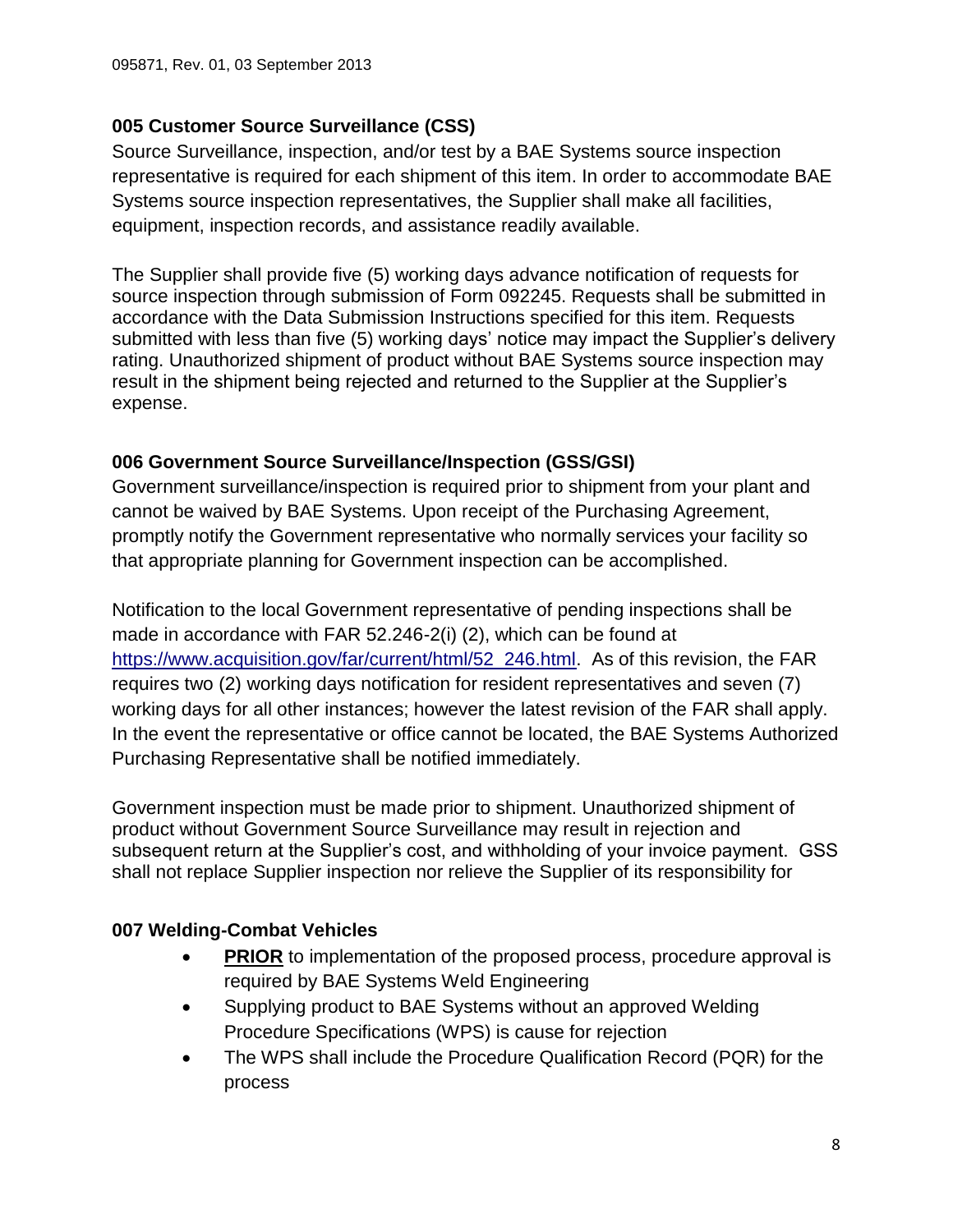### 005 Customer Source Surveillance (CSS)

Source Surveillance, inspection, and/or test by a BAE Systems source inspection representative is required for each shipment of this item. In order to accommodate BAE Systems source inspection representatives, the Supplier shall make all facilities, equipment, inspection records, and assistance readily available.

The Supplier shall provide five (5) working days advance notification of requests for source inspection through submission of Form 092245. Requests shall be submitted in accordance with the Data Submission Instructions specified for this item. Requests submitted with less than five (5) working days' notice may impact the Supplier's delivery rating. Unauthorized shipment of product without BAE Systems source inspection may result in the shipment being rejected and returned to the Supplier at the Supplier's expense.

### 006 Government Source Surveillance/Inspection (GSS/GSI)

Government surveillance/inspection is required prior to shipment from your plant and cannot be waived by BAE Systems. Upon receipt of the Purchasing Agreement, promptly notify the Government representative who normally services your facility so that appropriate planning for Government inspection can be accomplished.

Notification to the local Government representative of pending inspections shall be made in accordance with FAR 52.246-2(i) (2), which can be found at https://www.acquisition.gov/far/current/html/52_246.html. As of this revision, the FAR requires two (2) working days notification for resident representatives and seven (7) working days for all other instances; however the latest revision of the FAR shall apply. In the event the representative or office cannot be located, the BAE Systems Authorized Purchasing Representative shall be notified immediately.

Government inspection must be made prior to shipment. Unauthorized shipment of product without Government Source Surveillance may result in rejection and subsequent return at the Supplier's cost, and withholding of your invoice payment. GSS shall not replace Supplier inspection nor relieve the Supplier of its responsibility for

### 007 Welding-Combat Vehicles

- **PRIOR** to implementation of the proposed process, procedure approval is required by BAE Systems Weld Engineering
- Supplying product to BAE Systems without an approved Welding Procedure Specifications (WPS) is cause for rejection
- The WPS shall include the Procedure Qualification Record (PQR) for the process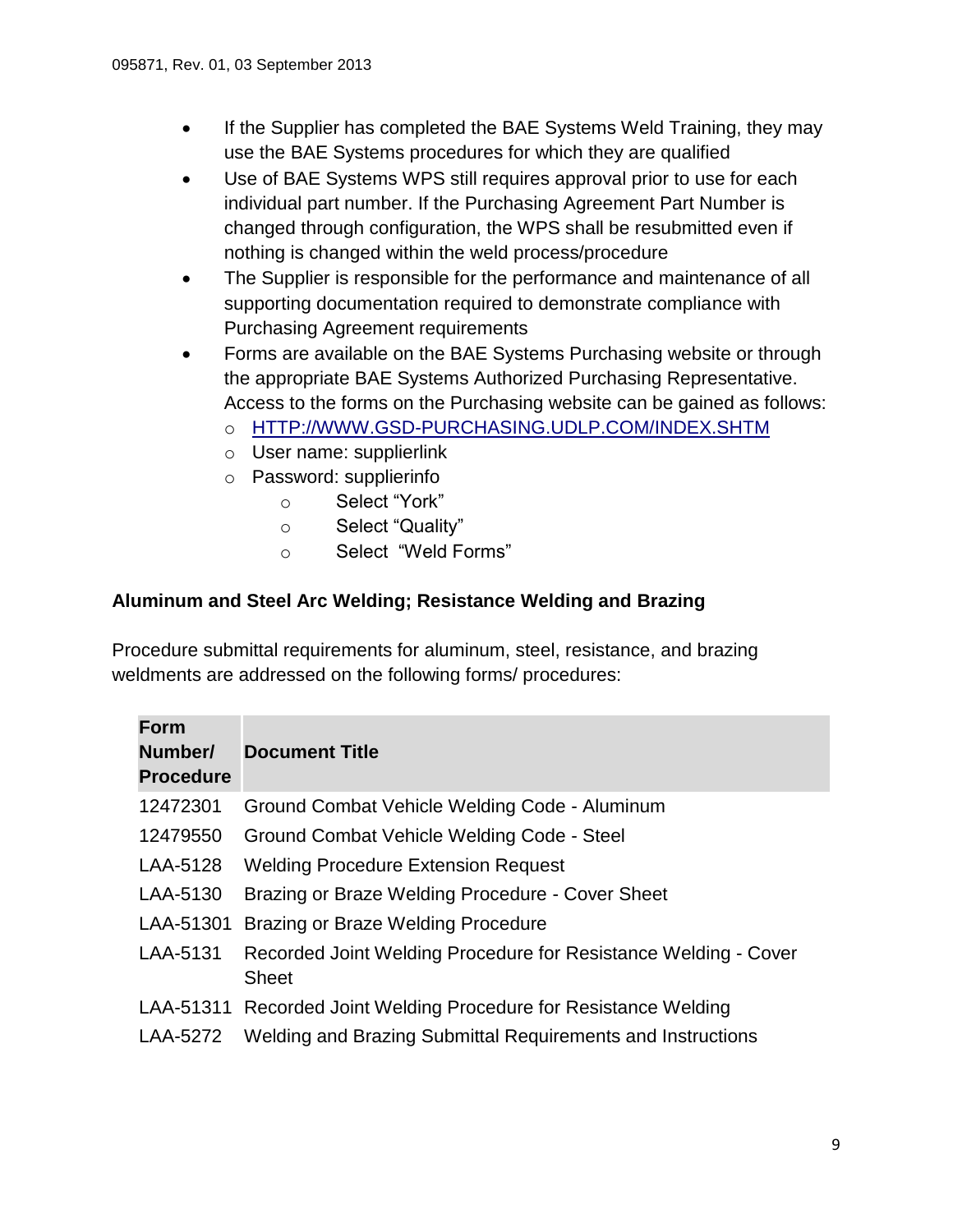- If the Supplier has completed the BAE Systems Weld Training, they may use the BAE Systems procedures for which they are qualified
- Use of BAE Systems WPS still requires approval prior to use for each individual part number. If the Purchasing Agreement Part Number is changed through configuration, the WPS shall be resubmitted even if nothing is changed within the weld process/procedure
- The Supplier is responsible for the performance and maintenance of all supporting documentation required to demonstrate compliance with Purchasing Agreement requirements
- Forms are available on the BAE Systems Purchasing website or through the appropriate BAE Systems Authorized Purchasing Representative. Access to the forms on the Purchasing website can be gained as follows:
  - HTTP://WWW.GSD-PURCHASING.UDLP.COM/INDEX.SHTM
  - User name: supplierlink
  - Password: supplierinfo
    - Select "York"
    - Select "Quality"
    - Select "Weld Forms"

**Aluminum and Steel Arc Welding; Resistance Welding and Brazing**

Procedure submittal requirements for aluminum, steel, resistance, and brazing weldments are addressed on the following forms/ procedures:

| Form Number/ Procedure | Document Title |
|---|---|
| 12472301 | Ground Combat Vehicle Welding Code - Aluminum |
| 12479550 | Ground Combat Vehicle Welding Code - Steel |
| LAA-5128 | Welding Procedure Extension Request |
| LAA-5130 | Brazing or Braze Welding Procedure - Cover Sheet |
| LAA-51301 | Brazing or Braze Welding Procedure |
| LAA-5131 | Recorded Joint Welding Procedure for Resistance Welding - Cover Sheet |
| LAA-51311 | Recorded Joint Welding Procedure for Resistance Welding |
| LAA-5272 | Welding and Brazing Submittal Requirements and Instructions |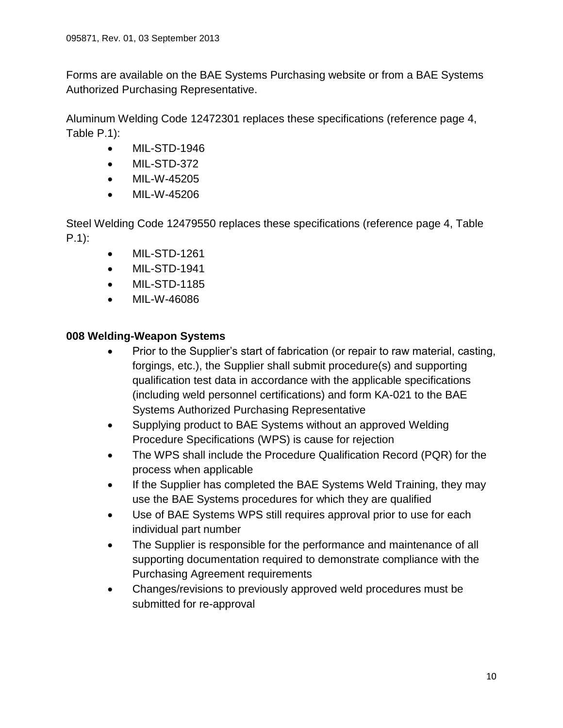Forms are available on the BAE Systems Purchasing website or from a BAE Systems Authorized Purchasing Representative.

Aluminum Welding Code 12472301 replaces these specifications (reference page 4, Table P.1):

- MIL-STD-1946
- MIL-STD-372
- MIL-W-45205
- MIL-W-45206

Steel Welding Code 12479550 replaces these specifications (reference page 4, Table P.1):

- MIL-STD-1261
- MIL-STD-1941
- MIL-STD-1185
- MIL-W-46086

**008 Welding-Weapon Systems**

- Prior to the Supplier's start of fabrication (or repair to raw material, casting, forgings, etc.), the Supplier shall submit procedure(s) and supporting qualification test data in accordance with the applicable specifications (including weld personnel certifications) and form KA-021 to the BAE Systems Authorized Purchasing Representative
- Supplying product to BAE Systems without an approved Welding Procedure Specifications (WPS) is cause for rejection
- The WPS shall include the Procedure Qualification Record (PQR) for the process when applicable
- If the Supplier has completed the BAE Systems Weld Training, they may use the BAE Systems procedures for which they are qualified
- Use of BAE Systems WPS still requires approval prior to use for each individual part number
- The Supplier is responsible for the performance and maintenance of all supporting documentation required to demonstrate compliance with the Purchasing Agreement requirements
- Changes/revisions to previously approved weld procedures must be submitted for re-approval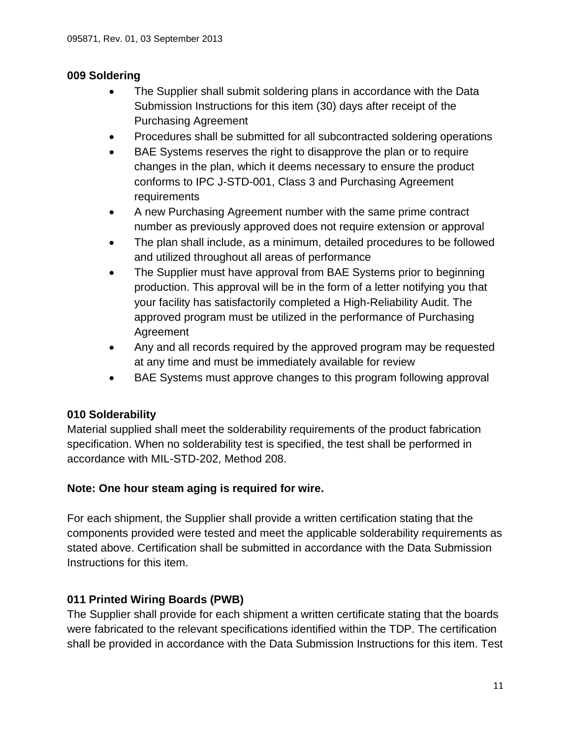**009 Soldering**

- The Supplier shall submit soldering plans in accordance with the Data Submission Instructions for this item (30) days after receipt of the Purchasing Agreement
- Procedures shall be submitted for all subcontracted soldering operations
- BAE Systems reserves the right to disapprove the plan or to require changes in the plan, which it deems necessary to ensure the product conforms to IPC J-STD-001, Class 3 and Purchasing Agreement requirements
- A new Purchasing Agreement number with the same prime contract number as previously approved does not require extension or approval
- The plan shall include, as a minimum, detailed procedures to be followed and utilized throughout all areas of performance
- The Supplier must have approval from BAE Systems prior to beginning production. This approval will be in the form of a letter notifying you that your facility has satisfactorily completed a High-Reliability Audit. The approved program must be utilized in the performance of Purchasing Agreement
- Any and all records required by the approved program may be requested at any time and must be immediately available for review
- BAE Systems must approve changes to this program following approval

**010 Solderability**

Material supplied shall meet the solderability requirements of the product fabrication specification. When no solderability test is specified, the test shall be performed in accordance with MIL-STD-202, Method 208.

**Note: One hour steam aging is required for wire.**

For each shipment, the Supplier shall provide a written certification stating that the components provided were tested and meet the applicable solderability requirements as stated above. Certification shall be submitted in accordance with the Data Submission Instructions for this item.

**011 Printed Wiring Boards (PWB)**

The Supplier shall provide for each shipment a written certificate stating that the boards were fabricated to the relevant specifications identified within the TDP. The certification shall be provided in accordance with the Data Submission Instructions for this item. Test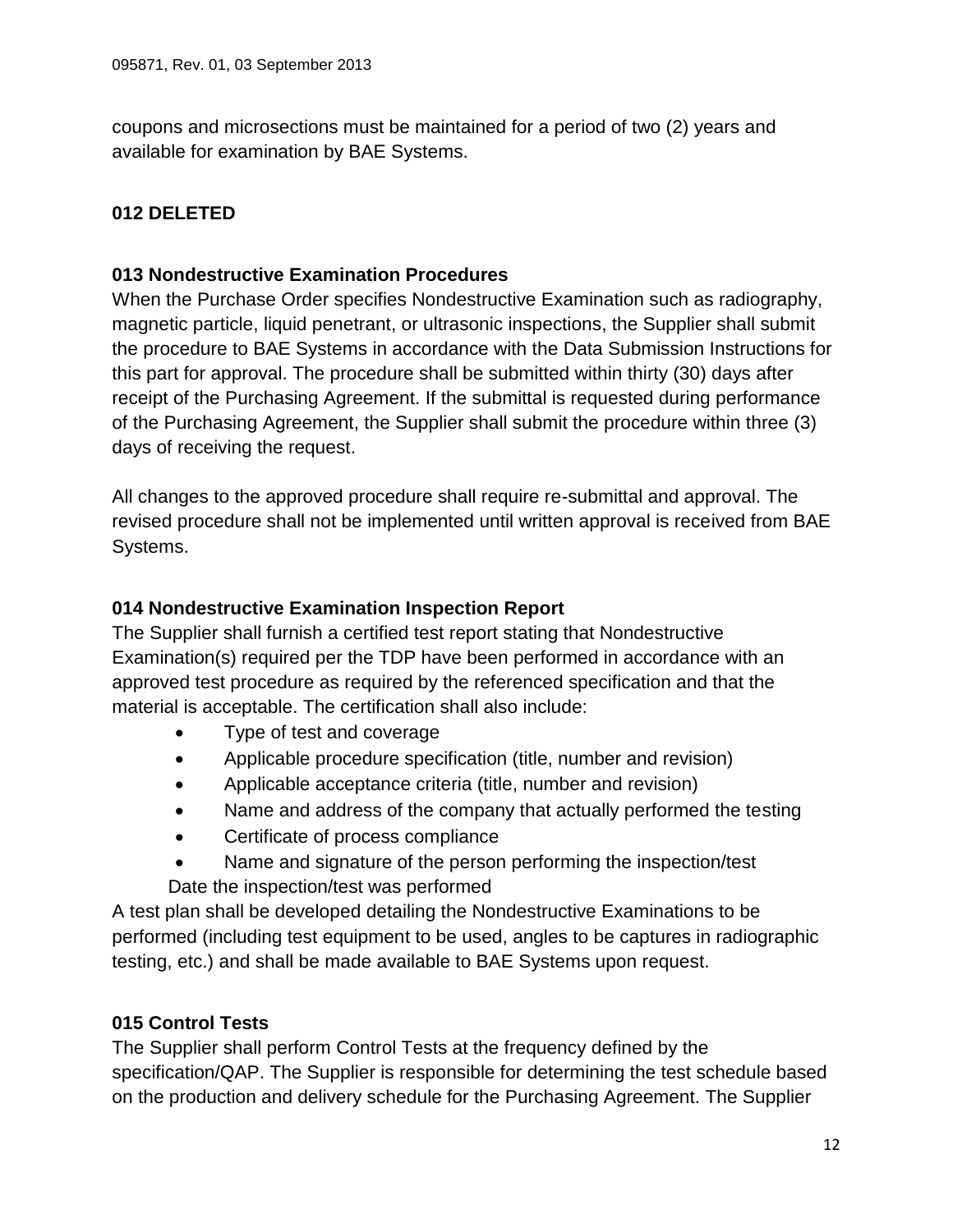coupons and microsections must be maintained for a period of two (2) years and available for examination by BAE Systems.

**012 DELETED**

**013 Nondestructive Examination Procedures**

When the Purchase Order specifies Nondestructive Examination such as radiography, magnetic particle, liquid penetrant, or ultrasonic inspections, the Supplier shall submit the procedure to BAE Systems in accordance with the Data Submission Instructions for this part for approval. The procedure shall be submitted within thirty (30) days after receipt of the Purchasing Agreement. If the submittal is requested during performance of the Purchasing Agreement, the Supplier shall submit the procedure within three (3) days of receiving the request.

All changes to the approved procedure shall require re-submittal and approval. The revised procedure shall not be implemented until written approval is received from BAE Systems.

**014 Nondestructive Examination Inspection Report**

The Supplier shall furnish a certified test report stating that Nondestructive Examination(s) required per the TDP have been performed in accordance with an approved test procedure as required by the referenced specification and that the material is acceptable. The certification shall also include:

- Type of test and coverage
- Applicable procedure specification (title, number and revision)
- Applicable acceptance criteria (title, number and revision)
- Name and address of the company that actually performed the testing
- Certificate of process compliance
- Name and signature of the person performing the inspection/test
  Date the inspection/test was performed

A test plan shall be developed detailing the Nondestructive Examinations to be performed (including test equipment to be used, angles to be captures in radiographic testing, etc.) and shall be made available to BAE Systems upon request.

**015 Control Tests**

The Supplier shall perform Control Tests at the frequency defined by the specification/QAP. The Supplier is responsible for determining the test schedule based on the production and delivery schedule for the Purchasing Agreement. The Supplier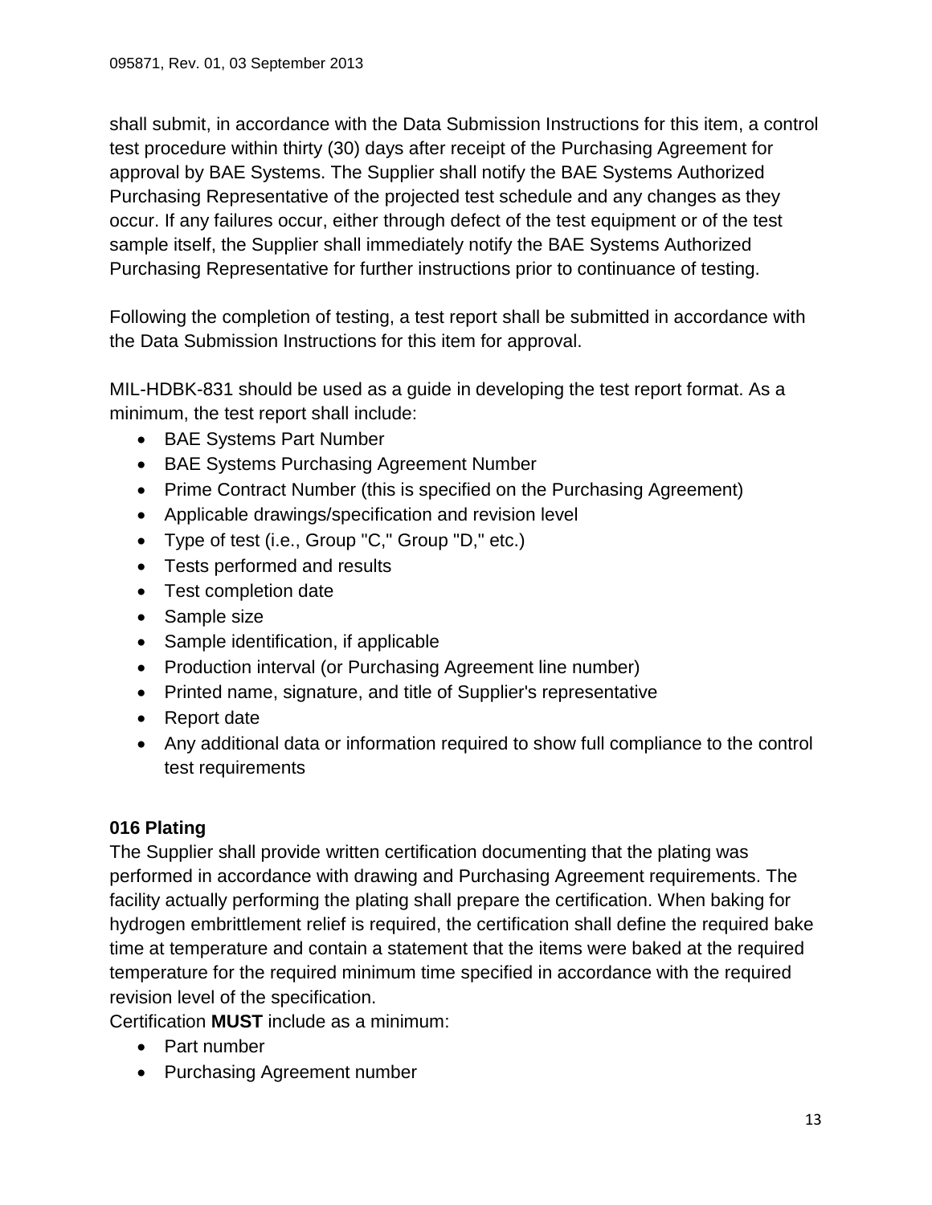shall submit, in accordance with the Data Submission Instructions for this item, a control test procedure within thirty (30) days after receipt of the Purchasing Agreement for approval by BAE Systems. The Supplier shall notify the BAE Systems Authorized Purchasing Representative of the projected test schedule and any changes as they occur. If any failures occur, either through defect of the test equipment or of the test sample itself, the Supplier shall immediately notify the BAE Systems Authorized Purchasing Representative for further instructions prior to continuance of testing.

Following the completion of testing, a test report shall be submitted in accordance with the Data Submission Instructions for this item for approval.

MIL-HDBK-831 should be used as a guide in developing the test report format. As a minimum, the test report shall include:

- BAE Systems Part Number
- BAE Systems Purchasing Agreement Number
- Prime Contract Number (this is specified on the Purchasing Agreement)
- Applicable drawings/specification and revision level
- Type of test (i.e., Group "C," Group "D," etc.)
- Tests performed and results
- Test completion date
- Sample size
- Sample identification, if applicable
- Production interval (or Purchasing Agreement line number)
- Printed name, signature, and title of Supplier's representative
- Report date
- Any additional data or information required to show full compliance to the control test requirements

**016 Plating**

The Supplier shall provide written certification documenting that the plating was performed in accordance with drawing and Purchasing Agreement requirements. The facility actually performing the plating shall prepare the certification. When baking for hydrogen embrittlement relief is required, the certification shall define the required bake time at temperature and contain a statement that the items were baked at the required temperature for the required minimum time specified in accordance with the required revision level of the specification.

Certification **MUST** include as a minimum:

- Part number
- Purchasing Agreement number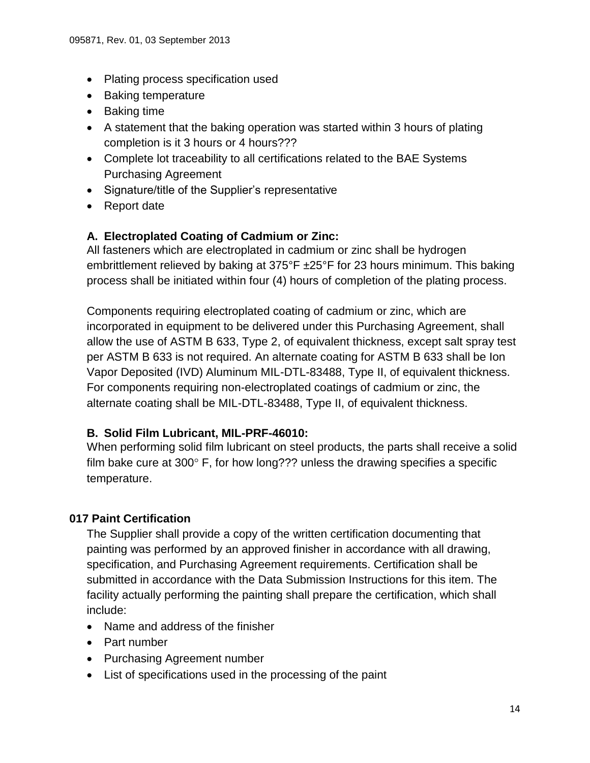- Plating process specification used
- Baking temperature
- Baking time
- A statement that the baking operation was started within 3 hours of plating completion is it 3 hours or 4 hours???
- Complete lot traceability to all certifications related to the BAE Systems Purchasing Agreement
- Signature/title of the Supplier's representative
- Report date

**A. Electroplated Coating of Cadmium or Zinc:**

All fasteners which are electroplated in cadmium or zinc shall be hydrogen embrittlement relieved by baking at 375°F ±25°F for 23 hours minimum. This baking process shall be initiated within four (4) hours of completion of the plating process.

Components requiring electroplated coating of cadmium or zinc, which are incorporated in equipment to be delivered under this Purchasing Agreement, shall allow the use of ASTM B 633, Type 2, of equivalent thickness, except salt spray test per ASTM B 633 is not required. An alternate coating for ASTM B 633 shall be Ion Vapor Deposited (IVD) Aluminum MIL-DTL-83488, Type II, of equivalent thickness. For components requiring non-electroplated coatings of cadmium or zinc, the alternate coating shall be MIL-DTL-83488, Type II, of equivalent thickness.

**B. Solid Film Lubricant, MIL-PRF-46010:**

When performing solid film lubricant on steel products, the parts shall receive a solid film bake cure at 300° F, for how long??? unless the drawing specifies a specific temperature.

**017 Paint Certification**

The Supplier shall provide a copy of the written certification documenting that painting was performed by an approved finisher in accordance with all drawing, specification, and Purchasing Agreement requirements. Certification shall be submitted in accordance with the Data Submission Instructions for this item. The facility actually performing the painting shall prepare the certification, which shall include:

- Name and address of the finisher
- Part number
- Purchasing Agreement number
- List of specifications used in the processing of the paint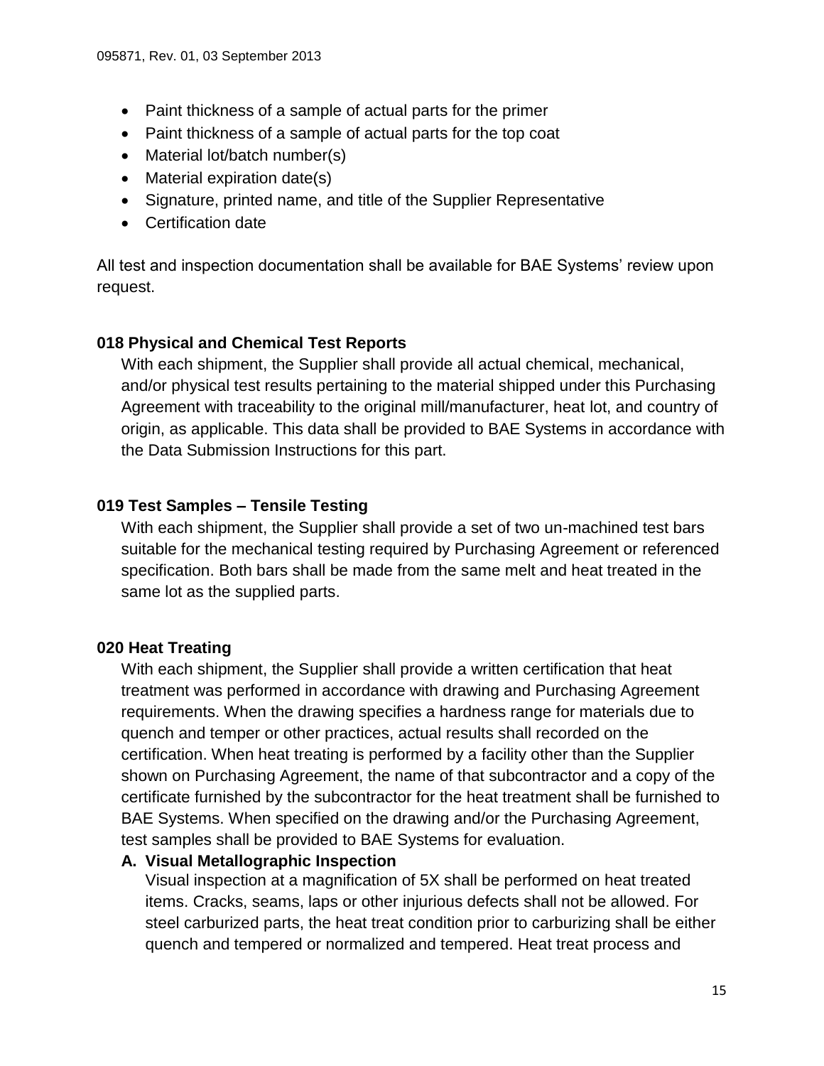- Paint thickness of a sample of actual parts for the primer
- Paint thickness of a sample of actual parts for the top coat
- Material lot/batch number(s)
- Material expiration date(s)
- Signature, printed name, and title of the Supplier Representative
- Certification date

All test and inspection documentation shall be available for BAE Systems' review upon request.

### 018 Physical and Chemical Test Reports

With each shipment, the Supplier shall provide all actual chemical, mechanical, and/or physical test results pertaining to the material shipped under this Purchasing Agreement with traceability to the original mill/manufacturer, heat lot, and country of origin, as applicable. This data shall be provided to BAE Systems in accordance with the Data Submission Instructions for this part.

### 019 Test Samples – Tensile Testing

With each shipment, the Supplier shall provide a set of two un-machined test bars suitable for the mechanical testing required by Purchasing Agreement or referenced specification. Both bars shall be made from the same melt and heat treated in the same lot as the supplied parts.

### 020 Heat Treating

With each shipment, the Supplier shall provide a written certification that heat treatment was performed in accordance with drawing and Purchasing Agreement requirements. When the drawing specifies a hardness range for materials due to quench and temper or other practices, actual results shall recorded on the certification. When heat treating is performed by a facility other than the Supplier shown on Purchasing Agreement, the name of that subcontractor and a copy of the certificate furnished by the subcontractor for the heat treatment shall be furnished to BAE Systems. When specified on the drawing and/or the Purchasing Agreement, test samples shall be provided to BAE Systems for evaluation.

**A. Visual Metallographic Inspection**

Visual inspection at a magnification of 5X shall be performed on heat treated items. Cracks, seams, laps or other injurious defects shall not be allowed. For steel carburized parts, the heat treat condition prior to carburizing shall be either quench and tempered or normalized and tempered. Heat treat process and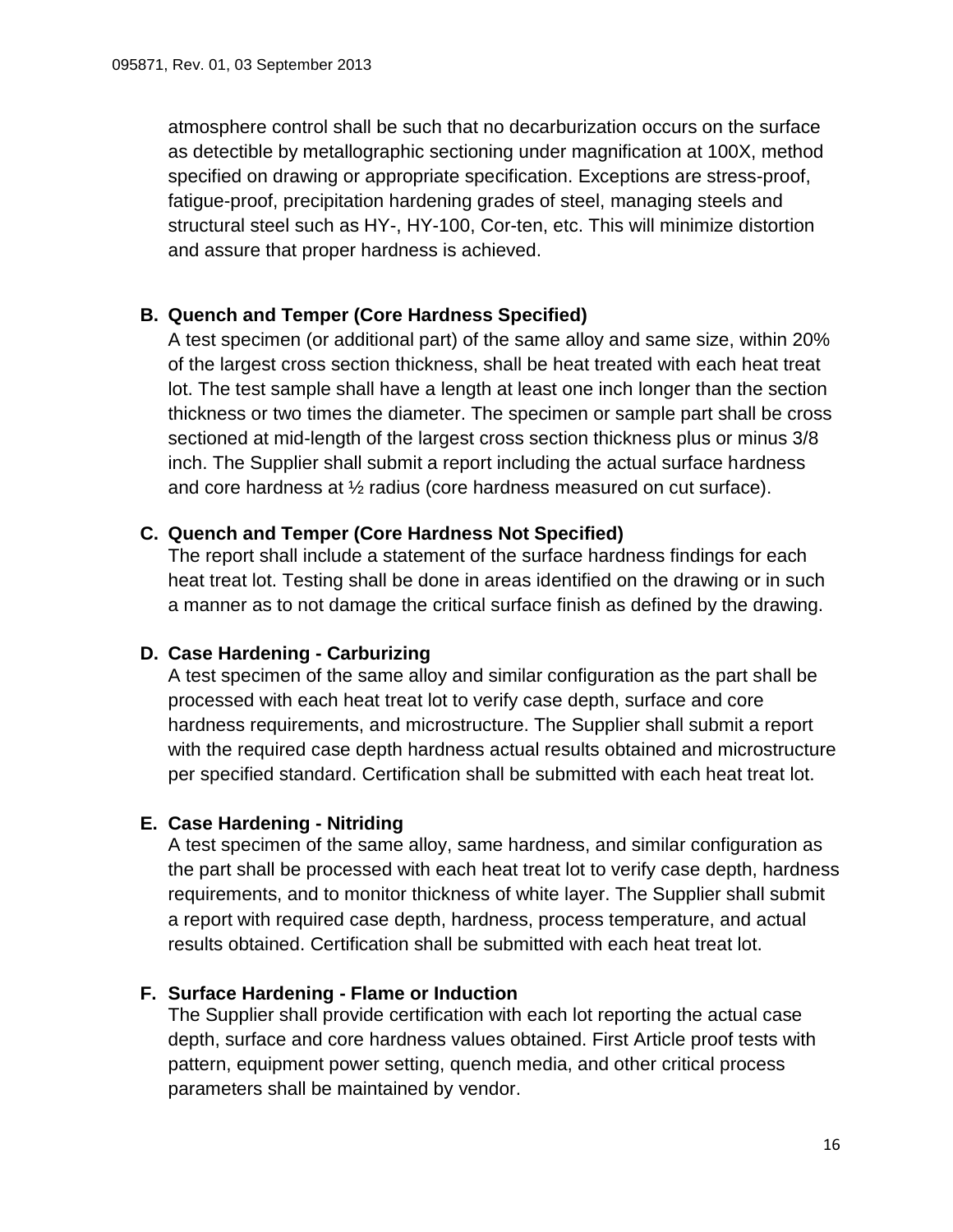atmosphere control shall be such that no decarburization occurs on the surface as detectible by metallographic sectioning under magnification at 100X, method specified on drawing or appropriate specification. Exceptions are stress-proof, fatigue-proof, precipitation hardening grades of steel, managing steels and structural steel such as HY-, HY-100, Cor-ten, etc. This will minimize distortion and assure that proper hardness is achieved.

**B. Quench and Temper (Core Hardness Specified)**

A test specimen (or additional part) of the same alloy and same size, within 20% of the largest cross section thickness, shall be heat treated with each heat treat lot. The test sample shall have a length at least one inch longer than the section thickness or two times the diameter. The specimen or sample part shall be cross sectioned at mid-length of the largest cross section thickness plus or minus 3/8 inch. The Supplier shall submit a report including the actual surface hardness and core hardness at ½ radius (core hardness measured on cut surface).

**C. Quench and Temper (Core Hardness Not Specified)**

The report shall include a statement of the surface hardness findings for each heat treat lot. Testing shall be done in areas identified on the drawing or in such a manner as to not damage the critical surface finish as defined by the drawing.

**D. Case Hardening - Carburizing**

A test specimen of the same alloy and similar configuration as the part shall be processed with each heat treat lot to verify case depth, surface and core hardness requirements, and microstructure. The Supplier shall submit a report with the required case depth hardness actual results obtained and microstructure per specified standard. Certification shall be submitted with each heat treat lot.

**E. Case Hardening - Nitriding**

A test specimen of the same alloy, same hardness, and similar configuration as the part shall be processed with each heat treat lot to verify case depth, hardness requirements, and to monitor thickness of white layer. The Supplier shall submit a report with required case depth, hardness, process temperature, and actual results obtained. Certification shall be submitted with each heat treat lot.

**F. Surface Hardening - Flame or Induction**

The Supplier shall provide certification with each lot reporting the actual case depth, surface and core hardness values obtained. First Article proof tests with pattern, equipment power setting, quench media, and other critical process parameters shall be maintained by vendor.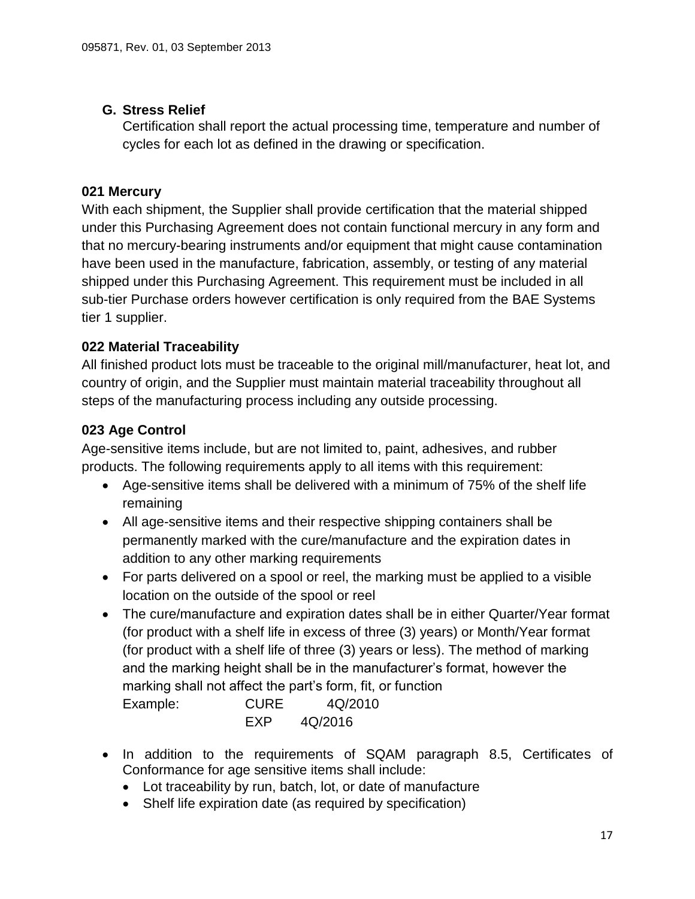**G. Stress Relief**

Certification shall report the actual processing time, temperature and number of cycles for each lot as defined in the drawing or specification.

**021 Mercury**

With each shipment, the Supplier shall provide certification that the material shipped under this Purchasing Agreement does not contain functional mercury in any form and that no mercury-bearing instruments and/or equipment that might cause contamination have been used in the manufacture, fabrication, assembly, or testing of any material shipped under this Purchasing Agreement. This requirement must be included in all sub-tier Purchase orders however certification is only required from the BAE Systems tier 1 supplier.

**022 Material Traceability**

All finished product lots must be traceable to the original mill/manufacturer, heat lot, and country of origin, and the Supplier must maintain material traceability throughout all steps of the manufacturing process including any outside processing.

**023 Age Control**

Age-sensitive items include, but are not limited to, paint, adhesives, and rubber products. The following requirements apply to all items with this requirement:

- Age-sensitive items shall be delivered with a minimum of 75% of the shelf life remaining
- All age-sensitive items and their respective shipping containers shall be permanently marked with the cure/manufacture and the expiration dates in addition to any other marking requirements
- For parts delivered on a spool or reel, the marking must be applied to a visible location on the outside of the spool or reel
- The cure/manufacture and expiration dates shall be in either Quarter/Year format (for product with a shelf life in excess of three (3) years) or Month/Year format (for product with a shelf life of three (3) years or less). The method of marking and the marking height shall be in the manufacturer's format, however the marking shall not affect the part's form, fit, or function

  Example: CURE 4Q/2010
  EXP 4Q/2016

- In addition to the requirements of SQAM paragraph 8.5, Certificates of Conformance for age sensitive items shall include:
  - Lot traceability by run, batch, lot, or date of manufacture
  - Shelf life expiration date (as required by specification)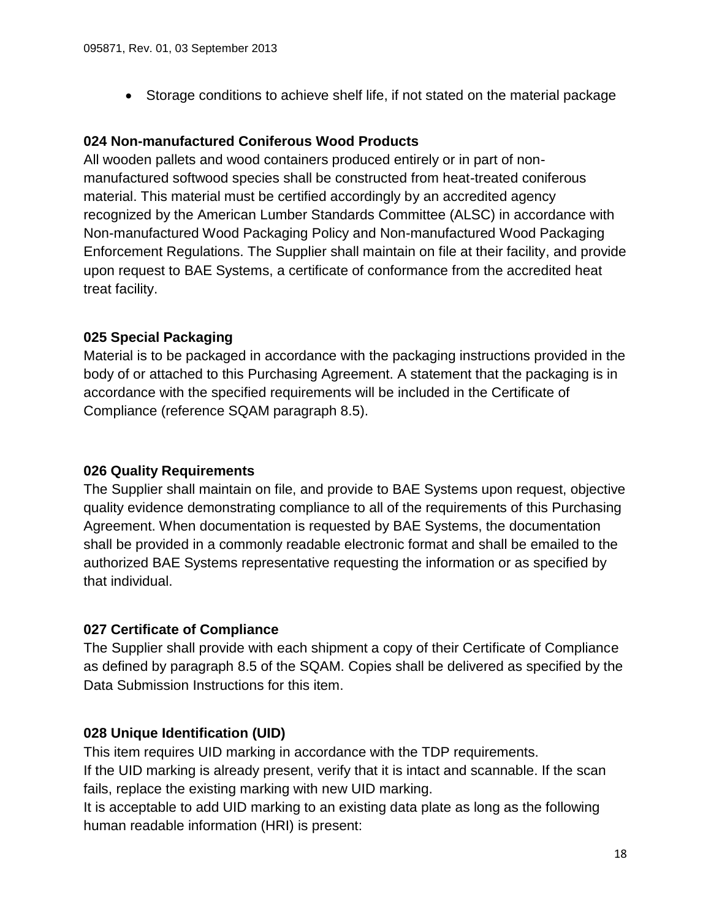- Storage conditions to achieve shelf life, if not stated on the material package

**024 Non-manufactured Coniferous Wood Products**

All wooden pallets and wood containers produced entirely or in part of non-manufactured softwood species shall be constructed from heat-treated coniferous material. This material must be certified accordingly by an accredited agency recognized by the American Lumber Standards Committee (ALSC) in accordance with Non-manufactured Wood Packaging Policy and Non-manufactured Wood Packaging Enforcement Regulations. The Supplier shall maintain on file at their facility, and provide upon request to BAE Systems, a certificate of conformance from the accredited heat treat facility.

**025 Special Packaging**

Material is to be packaged in accordance with the packaging instructions provided in the body of or attached to this Purchasing Agreement. A statement that the packaging is in accordance with the specified requirements will be included in the Certificate of Compliance (reference SQAM paragraph 8.5).

**026 Quality Requirements**

The Supplier shall maintain on file, and provide to BAE Systems upon request, objective quality evidence demonstrating compliance to all of the requirements of this Purchasing Agreement. When documentation is requested by BAE Systems, the documentation shall be provided in a commonly readable electronic format and shall be emailed to the authorized BAE Systems representative requesting the information or as specified by that individual.

**027 Certificate of Compliance**

The Supplier shall provide with each shipment a copy of their Certificate of Compliance as defined by paragraph 8.5 of the SQAM. Copies shall be delivered as specified by the Data Submission Instructions for this item.

**028 Unique Identification (UID)**

This item requires UID marking in accordance with the TDP requirements.
If the UID marking is already present, verify that it is intact and scannable. If the scan fails, replace the existing marking with new UID marking.
It is acceptable to add UID marking to an existing data plate as long as the following human readable information (HRI) is present: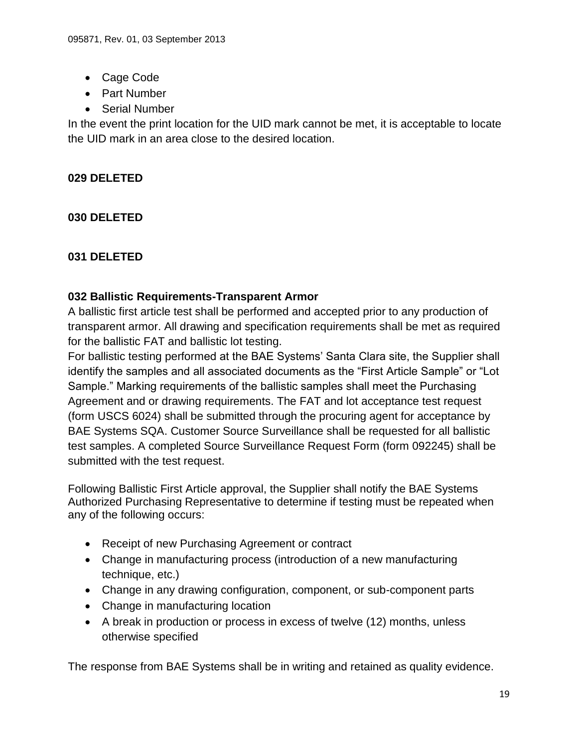- Cage Code
- Part Number
- Serial Number

In the event the print location for the UID mark cannot be met, it is acceptable to locate the UID mark in an area close to the desired location.

**029 DELETED**

**030 DELETED**

**031 DELETED**

**032 Ballistic Requirements-Transparent Armor**

A ballistic first article test shall be performed and accepted prior to any production of transparent armor. All drawing and specification requirements shall be met as required for the ballistic FAT and ballistic lot testing.

For ballistic testing performed at the BAE Systems' Santa Clara site, the Supplier shall identify the samples and all associated documents as the "First Article Sample" or "Lot Sample." Marking requirements of the ballistic samples shall meet the Purchasing Agreement and or drawing requirements. The FAT and lot acceptance test request (form USCS 6024) shall be submitted through the procuring agent for acceptance by BAE Systems SQA. Customer Source Surveillance shall be requested for all ballistic test samples. A completed Source Surveillance Request Form (form 092245) shall be submitted with the test request.

Following Ballistic First Article approval, the Supplier shall notify the BAE Systems Authorized Purchasing Representative to determine if testing must be repeated when any of the following occurs:

- Receipt of new Purchasing Agreement or contract
- Change in manufacturing process (introduction of a new manufacturing technique, etc.)
- Change in any drawing configuration, component, or sub-component parts
- Change in manufacturing location
- A break in production or process in excess of twelve (12) months, unless otherwise specified

The response from BAE Systems shall be in writing and retained as quality evidence.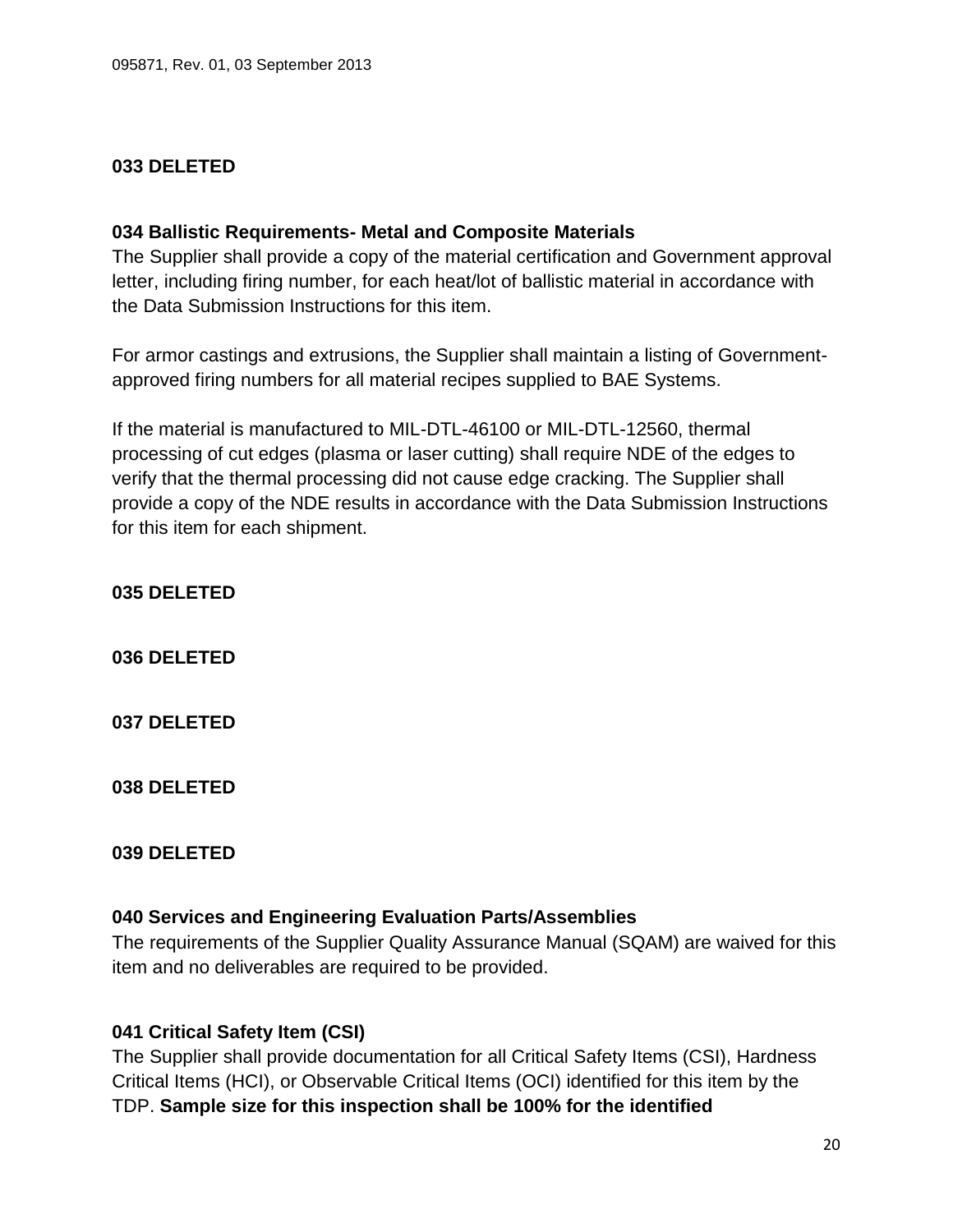**033 DELETED**

**034 Ballistic Requirements- Metal and Composite Materials**
The Supplier shall provide a copy of the material certification and Government approval letter, including firing number, for each heat/lot of ballistic material in accordance with the Data Submission Instructions for this item.

For armor castings and extrusions, the Supplier shall maintain a listing of Government-approved firing numbers for all material recipes supplied to BAE Systems.

If the material is manufactured to MIL-DTL-46100 or MIL-DTL-12560, thermal processing of cut edges (plasma or laser cutting) shall require NDE of the edges to verify that the thermal processing did not cause edge cracking. The Supplier shall provide a copy of the NDE results in accordance with the Data Submission Instructions for this item for each shipment.

**035 DELETED**

**036 DELETED**

**037 DELETED**

**038 DELETED**

**039 DELETED**

**040 Services and Engineering Evaluation Parts/Assemblies**
The requirements of the Supplier Quality Assurance Manual (SQAM) are waived for this item and no deliverables are required to be provided.

**041 Critical Safety Item (CSI)**
The Supplier shall provide documentation for all Critical Safety Items (CSI), Hardness Critical Items (HCI), or Observable Critical Items (OCI) identified for this item by the TDP. **Sample size for this inspection shall be 100% for the identified**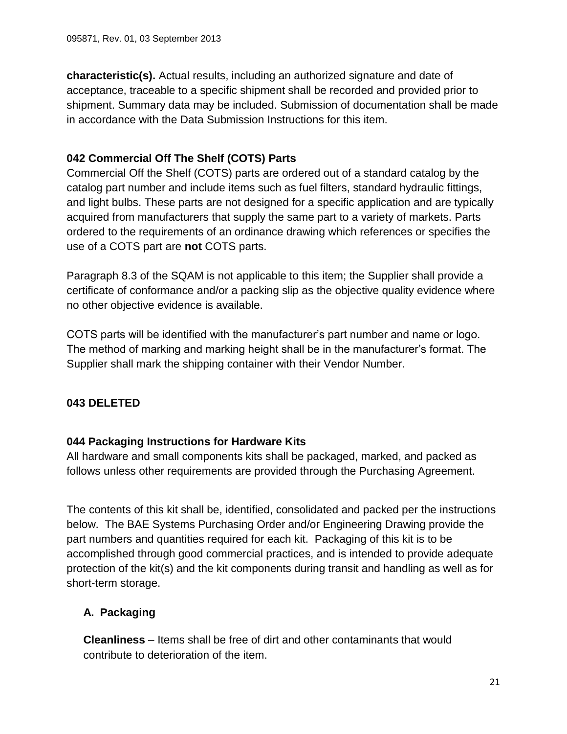**characteristic(s).** Actual results, including an authorized signature and date of acceptance, traceable to a specific shipment shall be recorded and provided prior to shipment. Summary data may be included. Submission of documentation shall be made in accordance with the Data Submission Instructions for this item.

### 042 Commercial Off The Shelf (COTS) Parts

Commercial Off the Shelf (COTS) parts are ordered out of a standard catalog by the catalog part number and include items such as fuel filters, standard hydraulic fittings, and light bulbs. These parts are not designed for a specific application and are typically acquired from manufacturers that supply the same part to a variety of markets. Parts ordered to the requirements of an ordinance drawing which references or specifies the use of a COTS part are **not** COTS parts.

Paragraph 8.3 of the SQAM is not applicable to this item; the Supplier shall provide a certificate of conformance and/or a packing slip as the objective quality evidence where no other objective evidence is available.

COTS parts will be identified with the manufacturer's part number and name or logo. The method of marking and marking height shall be in the manufacturer's format. The Supplier shall mark the shipping container with their Vendor Number.

### 043 DELETED

### 044 Packaging Instructions for Hardware Kits

All hardware and small components kits shall be packaged, marked, and packed as follows unless other requirements are provided through the Purchasing Agreement.

The contents of this kit shall be, identified, consolidated and packed per the instructions below. The BAE Systems Purchasing Order and/or Engineering Drawing provide the part numbers and quantities required for each kit. Packaging of this kit is to be accomplished through good commercial practices, and is intended to provide adequate protection of the kit(s) and the kit components during transit and handling as well as for short-term storage.

#### A. Packaging

**Cleanliness** – Items shall be free of dirt and other contaminants that would contribute to deterioration of the item.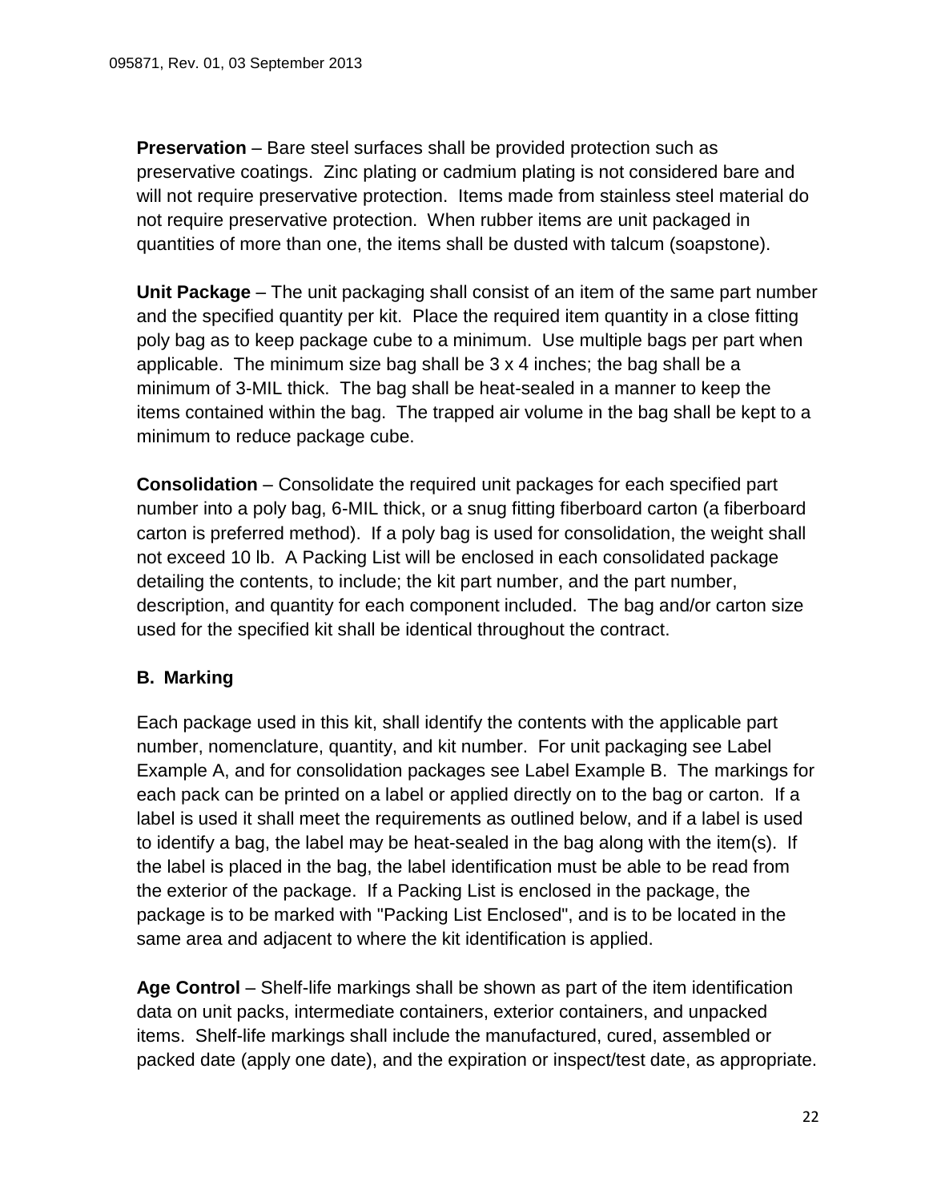**Preservation** – Bare steel surfaces shall be provided protection such as preservative coatings. Zinc plating or cadmium plating is not considered bare and will not require preservative protection. Items made from stainless steel material do not require preservative protection. When rubber items are unit packaged in quantities of more than one, the items shall be dusted with talcum (soapstone).

**Unit Package** – The unit packaging shall consist of an item of the same part number and the specified quantity per kit. Place the required item quantity in a close fitting poly bag as to keep package cube to a minimum. Use multiple bags per part when applicable. The minimum size bag shall be 3 x 4 inches; the bag shall be a minimum of 3-MIL thick. The bag shall be heat-sealed in a manner to keep the items contained within the bag. The trapped air volume in the bag shall be kept to a minimum to reduce package cube.

**Consolidation** – Consolidate the required unit packages for each specified part number into a poly bag, 6-MIL thick, or a snug fitting fiberboard carton (a fiberboard carton is preferred method). If a poly bag is used for consolidation, the weight shall not exceed 10 lb. A Packing List will be enclosed in each consolidated package detailing the contents, to include; the kit part number, and the part number, description, and quantity for each component included. The bag and/or carton size used for the specified kit shall be identical throughout the contract.

## B. Marking

Each package used in this kit, shall identify the contents with the applicable part number, nomenclature, quantity, and kit number. For unit packaging see Label Example A, and for consolidation packages see Label Example B. The markings for each pack can be printed on a label or applied directly on to the bag or carton. If a label is used it shall meet the requirements as outlined below, and if a label is used to identify a bag, the label may be heat-sealed in the bag along with the item(s). If the label is placed in the bag, the label identification must be able to be read from the exterior of the package. If a Packing List is enclosed in the package, the package is to be marked with "Packing List Enclosed", and is to be located in the same area and adjacent to where the kit identification is applied.

**Age Control** – Shelf-life markings shall be shown as part of the item identification data on unit packs, intermediate containers, exterior containers, and unpacked items. Shelf-life markings shall include the manufactured, cured, assembled or packed date (apply one date), and the expiration or inspect/test date, as appropriate.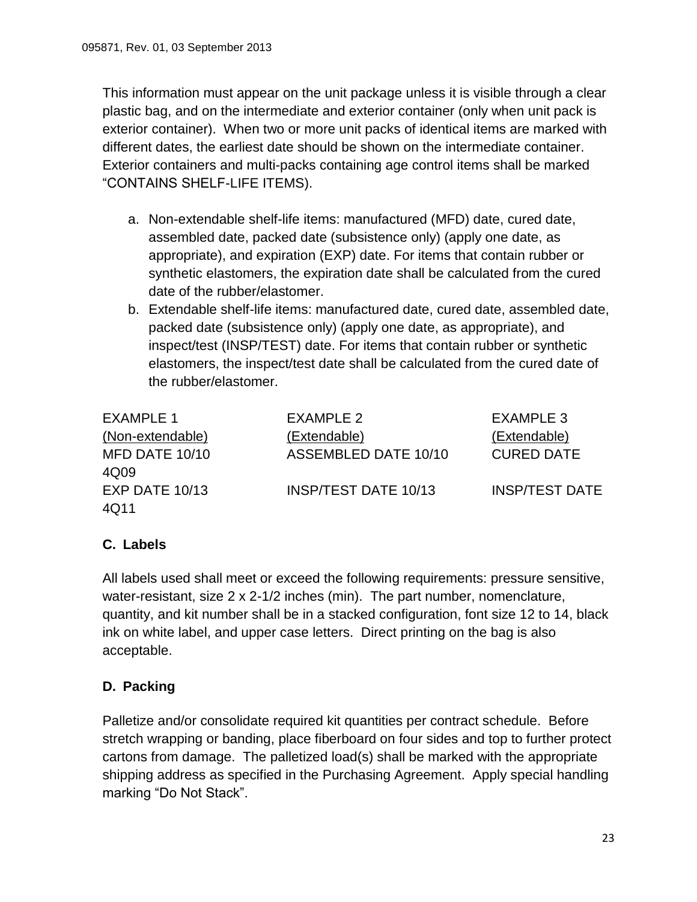This information must appear on the unit package unless it is visible through a clear plastic bag, and on the intermediate and exterior container (only when unit pack is exterior container). When two or more unit packs of identical items are marked with different dates, the earliest date should be shown on the intermediate container. Exterior containers and multi-packs containing age control items shall be marked "CONTAINS SHELF-LIFE ITEMS).

a. Non-extendable shelf-life items: manufactured (MFD) date, cured date, assembled date, packed date (subsistence only) (apply one date, as appropriate), and expiration (EXP) date. For items that contain rubber or synthetic elastomers, the expiration date shall be calculated from the cured date of the rubber/elastomer.
b. Extendable shelf-life items: manufactured date, cured date, assembled date, packed date (subsistence only) (apply one date, as appropriate), and inspect/test (INSP/TEST) date. For items that contain rubber or synthetic elastomers, the inspect/test date shall be calculated from the cured date of the rubber/elastomer.

| EXAMPLE 1 | EXAMPLE 2 | EXAMPLE 3 |
|---|---|---|
| (Non-extendable) | (Extendable) | (Extendable) |
| MFD DATE 10/10 | ASSEMBLED DATE 10/10 | CURED DATE 4Q09 |
| EXP DATE 10/13 | INSP/TEST DATE 10/13 | INSP/TEST DATE 4Q11 |

### C. Labels

All labels used shall meet or exceed the following requirements: pressure sensitive, water-resistant, size 2 x 2-1/2 inches (min). The part number, nomenclature, quantity, and kit number shall be in a stacked configuration, font size 12 to 14, black ink on white label, and upper case letters. Direct printing on the bag is also acceptable.

### D. Packing

Palletize and/or consolidate required kit quantities per contract schedule. Before stretch wrapping or banding, place fiberboard on four sides and top to further protect cartons from damage. The palletized load(s) shall be marked with the appropriate shipping address as specified in the Purchasing Agreement. Apply special handling marking "Do Not Stack".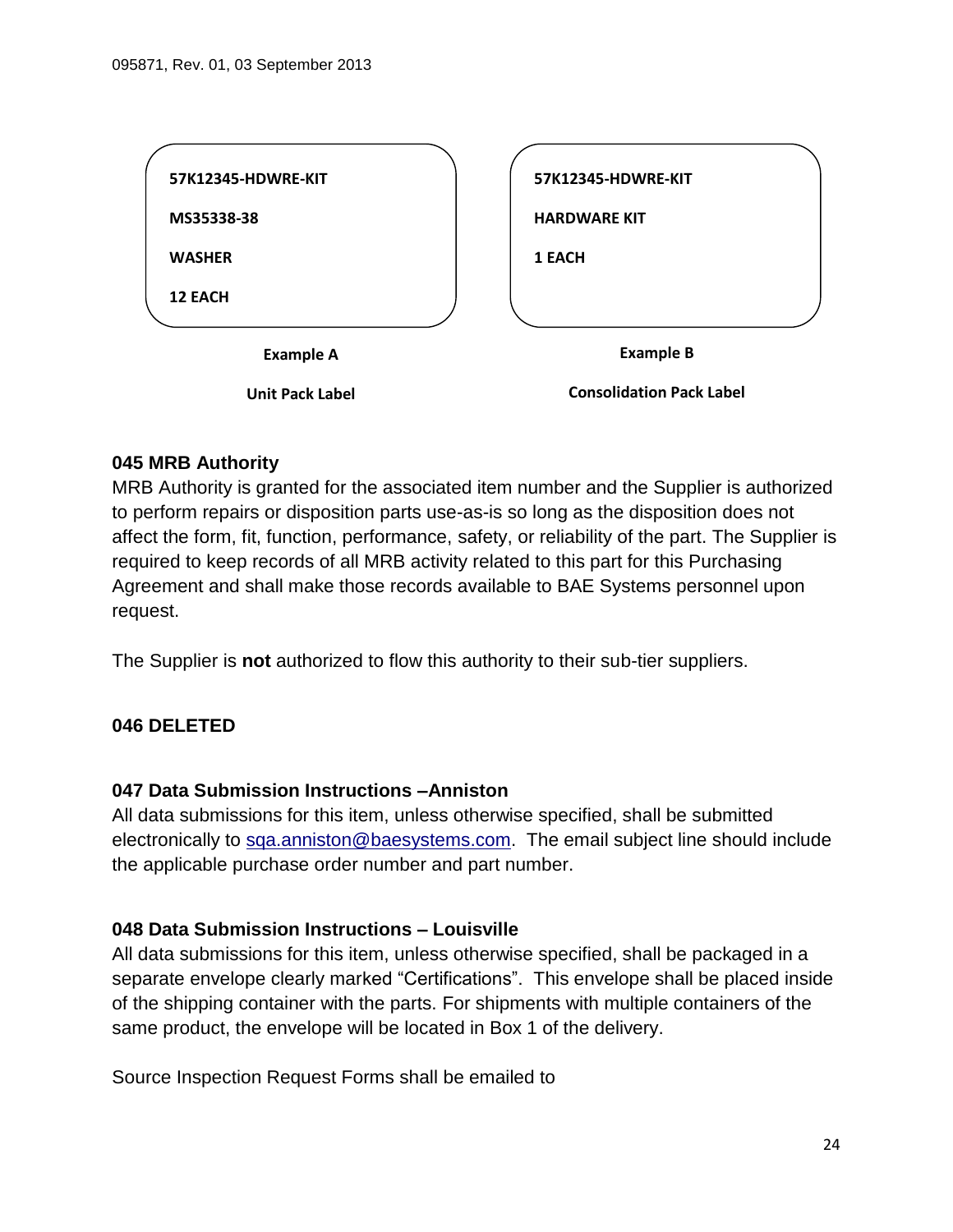**57K12345-HDWRE-KIT**

**MS35338-38**

**WASHER**

**12 EACH**

**Example A**

**Unit Pack Label**

**57K12345-HDWRE-KIT**

**HARDWARE KIT**

**1 EACH**

**Example B**

**Consolidation Pack Label**

### 045 MRB Authority

MRB Authority is granted for the associated item number and the Supplier is authorized to perform repairs or disposition parts use-as-is so long as the disposition does not affect the form, fit, function, performance, safety, or reliability of the part. The Supplier is required to keep records of all MRB activity related to this part for this Purchasing Agreement and shall make those records available to BAE Systems personnel upon request.

The Supplier is **not** authorized to flow this authority to their sub-tier suppliers.

### 046 DELETED

### 047 Data Submission Instructions –Anniston

All data submissions for this item, unless otherwise specified, shall be submitted electronically to sqa.anniston@baesystems.com. The email subject line should include the applicable purchase order number and part number.

### 048 Data Submission Instructions – Louisville

All data submissions for this item, unless otherwise specified, shall be packaged in a separate envelope clearly marked "Certifications". This envelope shall be placed inside of the shipping container with the parts. For shipments with multiple containers of the same product, the envelope will be located in Box 1 of the delivery.

Source Inspection Request Forms shall be emailed to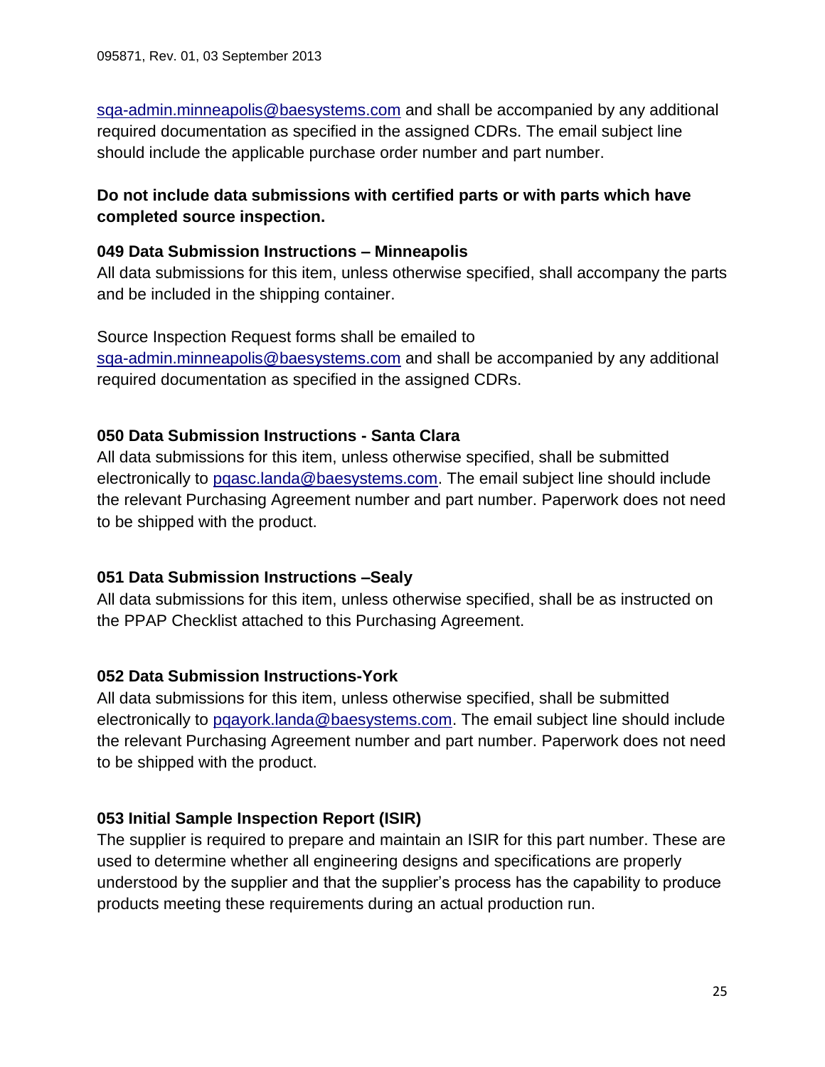sqa-admin.minneapolis@baesystems.com and shall be accompanied by any additional required documentation as specified in the assigned CDRs. The email subject line should include the applicable purchase order number and part number.

**Do not include data submissions with certified parts or with parts which have completed source inspection.**

**049 Data Submission Instructions – Minneapolis**

All data submissions for this item, unless otherwise specified, shall accompany the parts and be included in the shipping container.

Source Inspection Request forms shall be emailed to sqa-admin.minneapolis@baesystems.com and shall be accompanied by any additional required documentation as specified in the assigned CDRs.

**050 Data Submission Instructions - Santa Clara**

All data submissions for this item, unless otherwise specified, shall be submitted electronically to pqasc.landa@baesystems.com. The email subject line should include the relevant Purchasing Agreement number and part number. Paperwork does not need to be shipped with the product.

**051 Data Submission Instructions –Sealy**

All data submissions for this item, unless otherwise specified, shall be as instructed on the PPAP Checklist attached to this Purchasing Agreement.

**052 Data Submission Instructions-York**

All data submissions for this item, unless otherwise specified, shall be submitted electronically to pqayork.landa@baesystems.com. The email subject line should include the relevant Purchasing Agreement number and part number. Paperwork does not need to be shipped with the product.

**053 Initial Sample Inspection Report (ISIR)**

The supplier is required to prepare and maintain an ISIR for this part number. These are used to determine whether all engineering designs and specifications are properly understood by the supplier and that the supplier's process has the capability to produce products meeting these requirements during an actual production run.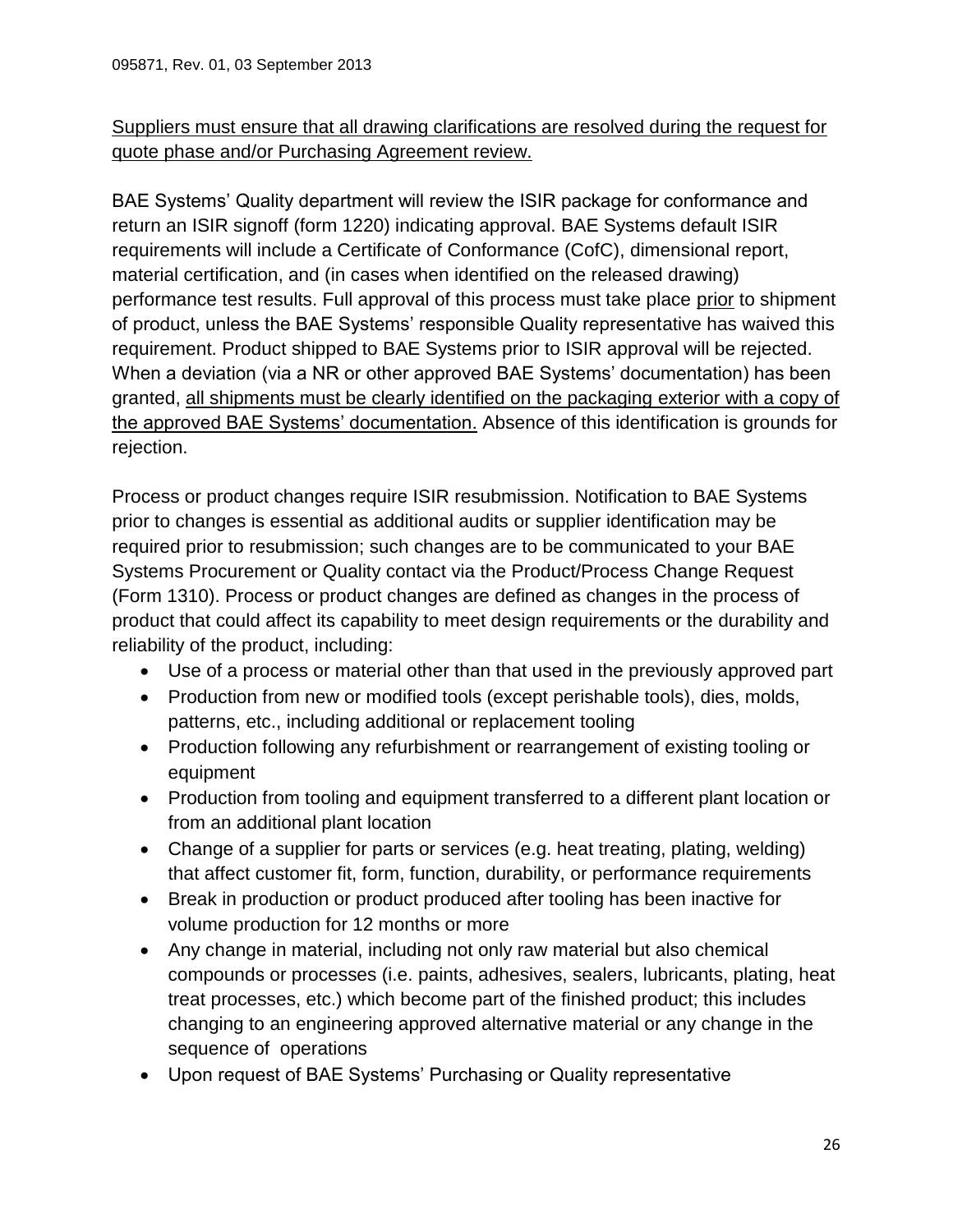<u>Suppliers must ensure that all drawing clarifications are resolved during the request for quote phase and/or Purchasing Agreement review.</u>

BAE Systems' Quality department will review the ISIR package for conformance and return an ISIR signoff (form 1220) indicating approval. BAE Systems default ISIR requirements will include a Certificate of Conformance (CofC), dimensional report, material certification, and (in cases when identified on the released drawing) performance test results. Full approval of this process must take place <u>prior</u> to shipment of product, unless the BAE Systems' responsible Quality representative has waived this requirement. Product shipped to BAE Systems prior to ISIR approval will be rejected. When a deviation (via a NR or other approved BAE Systems' documentation) has been granted, <u>all shipments must be clearly identified on the packaging exterior with a copy of the approved BAE Systems' documentation.</u> Absence of this identification is grounds for rejection.

Process or product changes require ISIR resubmission. Notification to BAE Systems prior to changes is essential as additional audits or supplier identification may be required prior to resubmission; such changes are to be communicated to your BAE Systems Procurement or Quality contact via the Product/Process Change Request (Form 1310). Process or product changes are defined as changes in the process of product that could affect its capability to meet design requirements or the durability and reliability of the product, including:

- Use of a process or material other than that used in the previously approved part
- Production from new or modified tools (except perishable tools), dies, molds, patterns, etc., including additional or replacement tooling
- Production following any refurbishment or rearrangement of existing tooling or equipment
- Production from tooling and equipment transferred to a different plant location or from an additional plant location
- Change of a supplier for parts or services (e.g. heat treating, plating, welding) that affect customer fit, form, function, durability, or performance requirements
- Break in production or product produced after tooling has been inactive for volume production for 12 months or more
- Any change in material, including not only raw material but also chemical compounds or processes (i.e. paints, adhesives, sealers, lubricants, plating, heat treat processes, etc.) which become part of the finished product; this includes changing to an engineering approved alternative material or any change in the sequence of operations
- Upon request of BAE Systems' Purchasing or Quality representative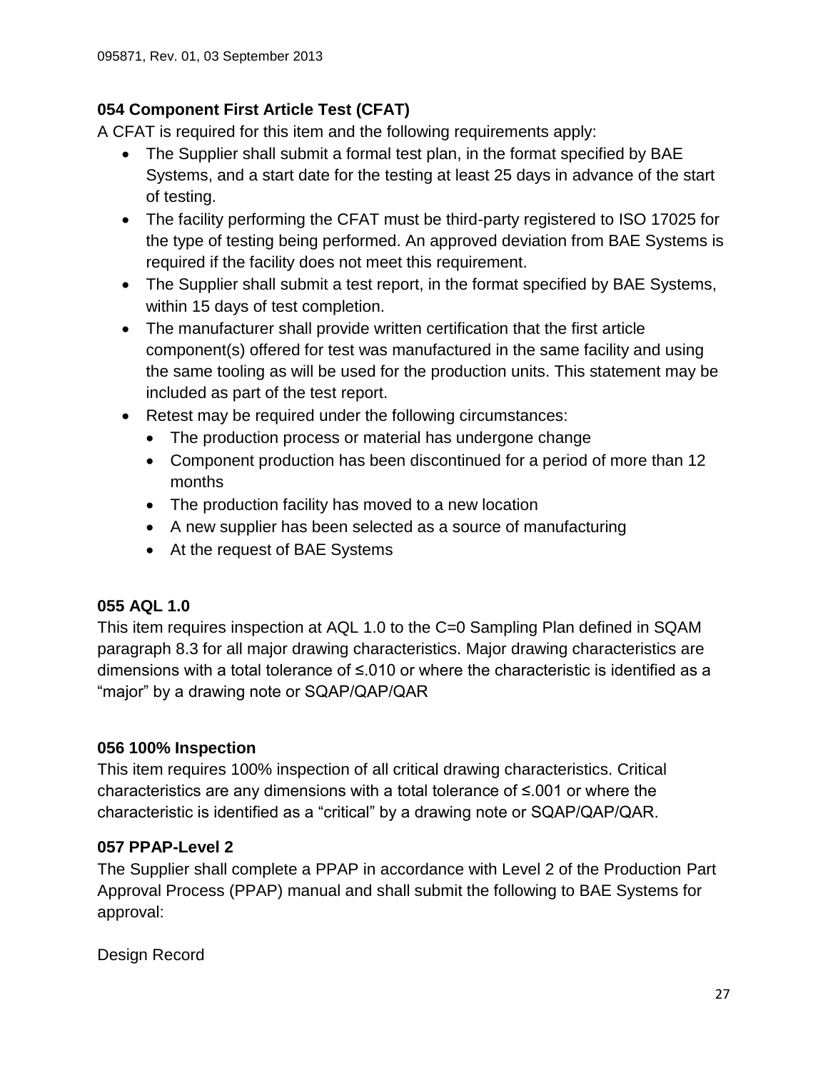### 054 Component First Article Test (CFAT)

A CFAT is required for this item and the following requirements apply:

- The Supplier shall submit a formal test plan, in the format specified by BAE Systems, and a start date for the testing at least 25 days in advance of the start of testing.
- The facility performing the CFAT must be third-party registered to ISO 17025 for the type of testing being performed. An approved deviation from BAE Systems is required if the facility does not meet this requirement.
- The Supplier shall submit a test report, in the format specified by BAE Systems, within 15 days of test completion.
- The manufacturer shall provide written certification that the first article component(s) offered for test was manufactured in the same facility and using the same tooling as will be used for the production units. This statement may be included as part of the test report.
- Retest may be required under the following circumstances:
  - The production process or material has undergone change
  - Component production has been discontinued for a period of more than 12 months
  - The production facility has moved to a new location
  - A new supplier has been selected as a source of manufacturing
  - At the request of BAE Systems

### 055 AQL 1.0

This item requires inspection at AQL 1.0 to the C=0 Sampling Plan defined in SQAM paragraph 8.3 for all major drawing characteristics. Major drawing characteristics are dimensions with a total tolerance of ≤.010 or where the characteristic is identified as a "major" by a drawing note or SQAP/QAP/QAR

### 056 100% Inspection

This item requires 100% inspection of all critical drawing characteristics. Critical characteristics are any dimensions with a total tolerance of ≤.001 or where the characteristic is identified as a "critical" by a drawing note or SQAP/QAP/QAR.

### 057 PPAP-Level 2

The Supplier shall complete a PPAP in accordance with Level 2 of the Production Part Approval Process (PPAP) manual and shall submit the following to BAE Systems for approval:

Design Record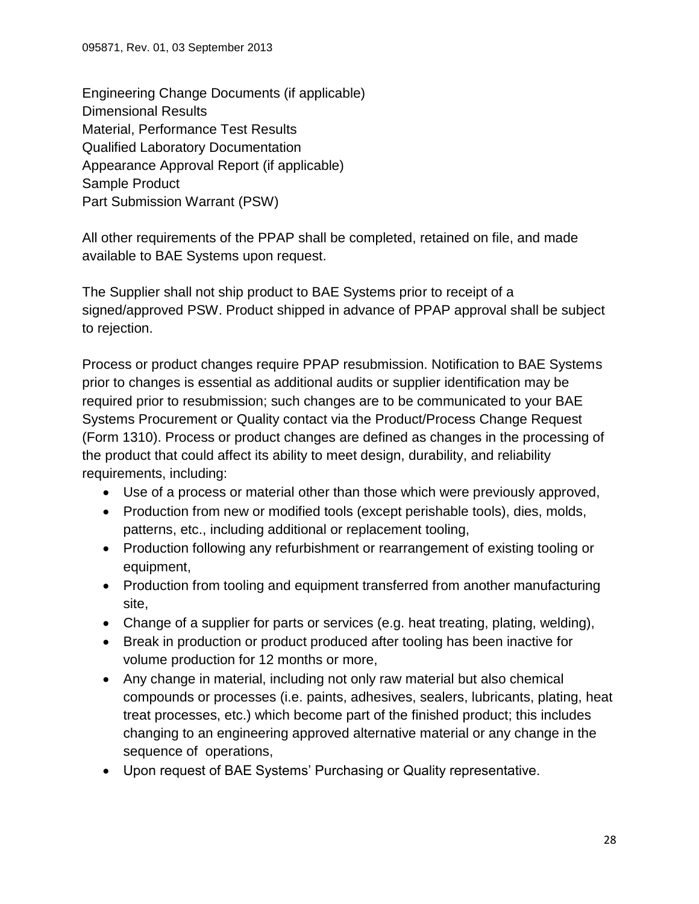Engineering Change Documents (if applicable)  
Dimensional Results  
Material, Performance Test Results  
Qualified Laboratory Documentation  
Appearance Approval Report (if applicable)  
Sample Product  
Part Submission Warrant (PSW)

All other requirements of the PPAP shall be completed, retained on file, and made available to BAE Systems upon request.

The Supplier shall not ship product to BAE Systems prior to receipt of a signed/approved PSW. Product shipped in advance of PPAP approval shall be subject to rejection.

Process or product changes require PPAP resubmission. Notification to BAE Systems prior to changes is essential as additional audits or supplier identification may be required prior to resubmission; such changes are to be communicated to your BAE Systems Procurement or Quality contact via the Product/Process Change Request (Form 1310). Process or product changes are defined as changes in the processing of the product that could affect its ability to meet design, durability, and reliability requirements, including:

- Use of a process or material other than those which were previously approved,
- Production from new or modified tools (except perishable tools), dies, molds, patterns, etc., including additional or replacement tooling,
- Production following any refurbishment or rearrangement of existing tooling or equipment,
- Production from tooling and equipment transferred from another manufacturing site,
- Change of a supplier for parts or services (e.g. heat treating, plating, welding),
- Break in production or product produced after tooling has been inactive for volume production for 12 months or more,
- Any change in material, including not only raw material but also chemical compounds or processes (i.e. paints, adhesives, sealers, lubricants, plating, heat treat processes, etc.) which become part of the finished product; this includes changing to an engineering approved alternative material or any change in the sequence of operations,
- Upon request of BAE Systems' Purchasing or Quality representative.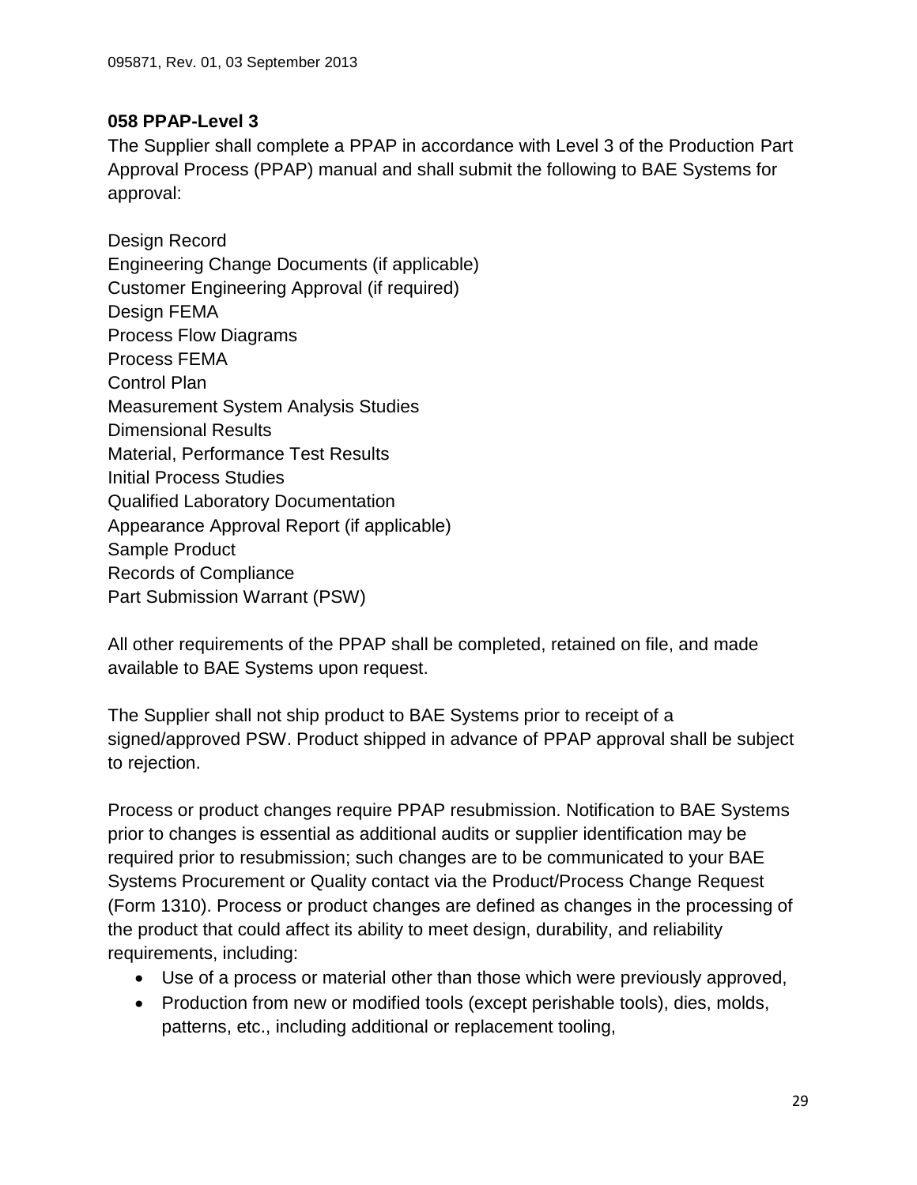### 058 PPAP-Level 3

The Supplier shall complete a PPAP in accordance with Level 3 of the Production Part Approval Process (PPAP) manual and shall submit the following to BAE Systems for approval:

Design Record
Engineering Change Documents (if applicable)
Customer Engineering Approval (if required)
Design FEMA
Process Flow Diagrams
Process FEMA
Control Plan
Measurement System Analysis Studies
Dimensional Results
Material, Performance Test Results
Initial Process Studies
Qualified Laboratory Documentation
Appearance Approval Report (if applicable)
Sample Product
Records of Compliance
Part Submission Warrant (PSW)

All other requirements of the PPAP shall be completed, retained on file, and made available to BAE Systems upon request.

The Supplier shall not ship product to BAE Systems prior to receipt of a signed/approved PSW. Product shipped in advance of PPAP approval shall be subject to rejection.

Process or product changes require PPAP resubmission. Notification to BAE Systems prior to changes is essential as additional audits or supplier identification may be required prior to resubmission; such changes are to be communicated to your BAE Systems Procurement or Quality contact via the Product/Process Change Request (Form 1310). Process or product changes are defined as changes in the processing of the product that could affect its ability to meet design, durability, and reliability requirements, including:

- Use of a process or material other than those which were previously approved,
- Production from new or modified tools (except perishable tools), dies, molds, patterns, etc., including additional or replacement tooling,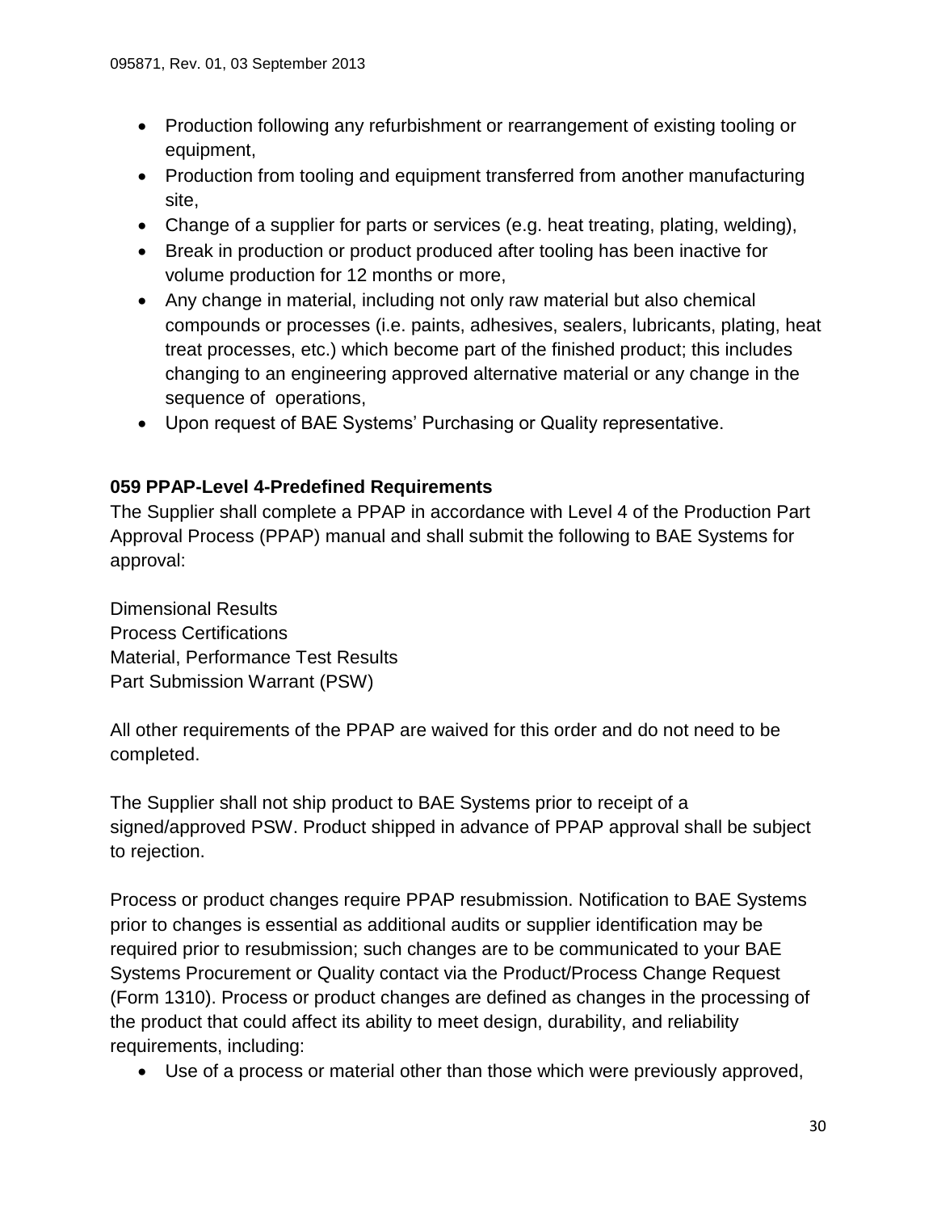- Production following any refurbishment or rearrangement of existing tooling or equipment,
- Production from tooling and equipment transferred from another manufacturing site,
- Change of a supplier for parts or services (e.g. heat treating, plating, welding),
- Break in production or product produced after tooling has been inactive for volume production for 12 months or more,
- Any change in material, including not only raw material but also chemical compounds or processes (i.e. paints, adhesives, sealers, lubricants, plating, heat treat processes, etc.) which become part of the finished product; this includes changing to an engineering approved alternative material or any change in the sequence of operations,
- Upon request of BAE Systems' Purchasing or Quality representative.

**059 PPAP-Level 4-Predefined Requirements**

The Supplier shall complete a PPAP in accordance with Level 4 of the Production Part Approval Process (PPAP) manual and shall submit the following to BAE Systems for approval:

Dimensional Results
Process Certifications
Material, Performance Test Results
Part Submission Warrant (PSW)

All other requirements of the PPAP are waived for this order and do not need to be completed.

The Supplier shall not ship product to BAE Systems prior to receipt of a signed/approved PSW. Product shipped in advance of PPAP approval shall be subject to rejection.

Process or product changes require PPAP resubmission. Notification to BAE Systems prior to changes is essential as additional audits or supplier identification may be required prior to resubmission; such changes are to be communicated to your BAE Systems Procurement or Quality contact via the Product/Process Change Request (Form 1310). Process or product changes are defined as changes in the processing of the product that could affect its ability to meet design, durability, and reliability requirements, including:

- Use of a process or material other than those which were previously approved,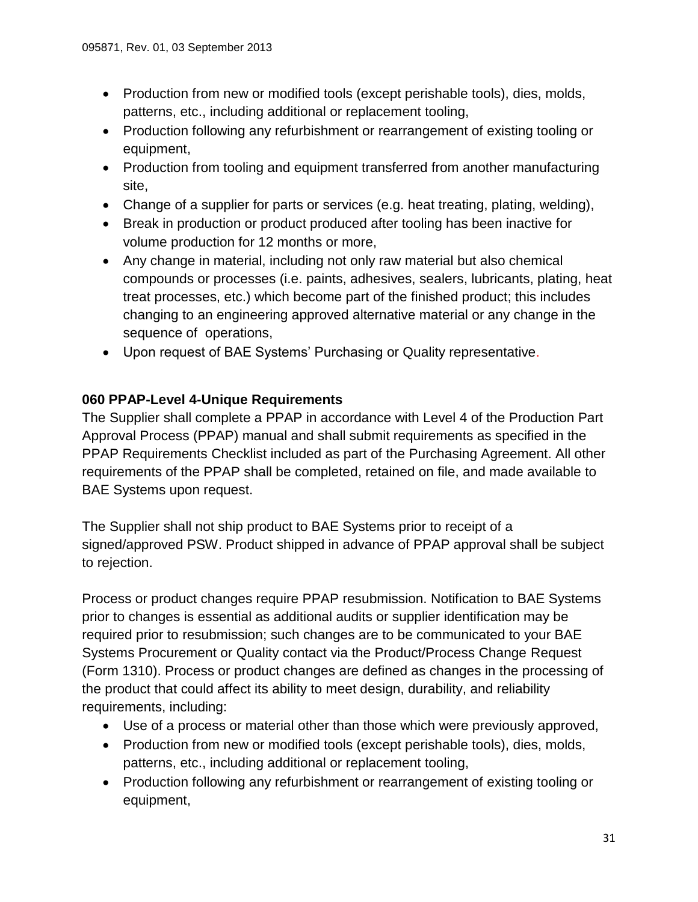- Production from new or modified tools (except perishable tools), dies, molds, patterns, etc., including additional or replacement tooling,
- Production following any refurbishment or rearrangement of existing tooling or equipment,
- Production from tooling and equipment transferred from another manufacturing site,
- Change of a supplier for parts or services (e.g. heat treating, plating, welding),
- Break in production or product produced after tooling has been inactive for volume production for 12 months or more,
- Any change in material, including not only raw material but also chemical compounds or processes (i.e. paints, adhesives, sealers, lubricants, plating, heat treat processes, etc.) which become part of the finished product; this includes changing to an engineering approved alternative material or any change in the sequence of operations,
- Upon request of BAE Systems' Purchasing or Quality representative.

**060 PPAP-Level 4-Unique Requirements**

The Supplier shall complete a PPAP in accordance with Level 4 of the Production Part Approval Process (PPAP) manual and shall submit requirements as specified in the PPAP Requirements Checklist included as part of the Purchasing Agreement. All other requirements of the PPAP shall be completed, retained on file, and made available to BAE Systems upon request.

The Supplier shall not ship product to BAE Systems prior to receipt of a signed/approved PSW. Product shipped in advance of PPAP approval shall be subject to rejection.

Process or product changes require PPAP resubmission. Notification to BAE Systems prior to changes is essential as additional audits or supplier identification may be required prior to resubmission; such changes are to be communicated to your BAE Systems Procurement or Quality contact via the Product/Process Change Request (Form 1310). Process or product changes are defined as changes in the processing of the product that could affect its ability to meet design, durability, and reliability requirements, including:

- Use of a process or material other than those which were previously approved,
- Production from new or modified tools (except perishable tools), dies, molds, patterns, etc., including additional or replacement tooling,
- Production following any refurbishment or rearrangement of existing tooling or equipment,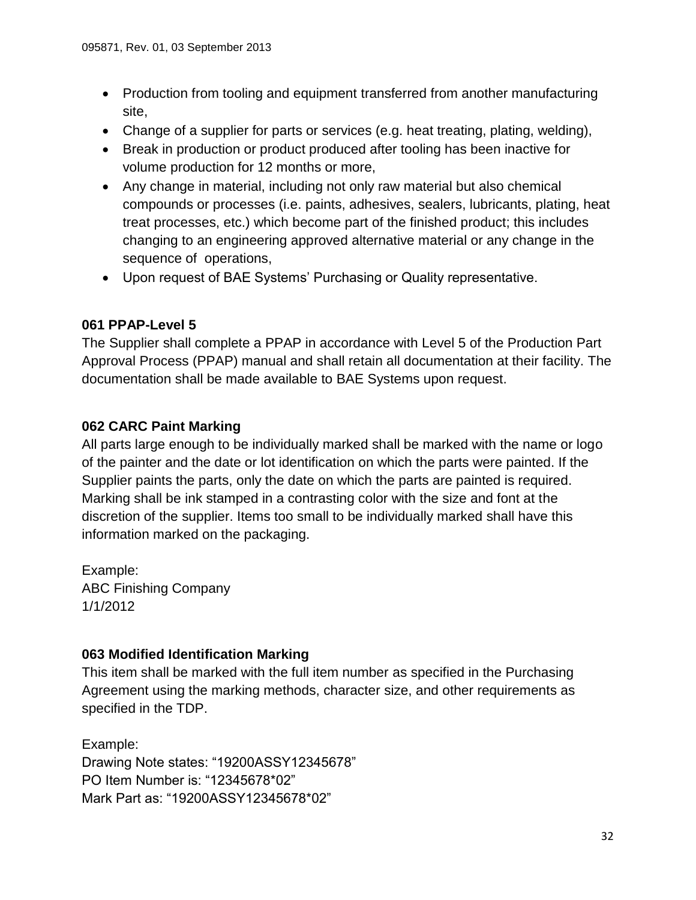- Production from tooling and equipment transferred from another manufacturing site,
- Change of a supplier for parts or services (e.g. heat treating, plating, welding),
- Break in production or product produced after tooling has been inactive for volume production for 12 months or more,
- Any change in material, including not only raw material but also chemical compounds or processes (i.e. paints, adhesives, sealers, lubricants, plating, heat treat processes, etc.) which become part of the finished product; this includes changing to an engineering approved alternative material or any change in the sequence of operations,
- Upon request of BAE Systems' Purchasing or Quality representative.

**061 PPAP-Level 5**

The Supplier shall complete a PPAP in accordance with Level 5 of the Production Part Approval Process (PPAP) manual and shall retain all documentation at their facility. The documentation shall be made available to BAE Systems upon request.

**062 CARC Paint Marking**

All parts large enough to be individually marked shall be marked with the name or logo of the painter and the date or lot identification on which the parts were painted. If the Supplier paints the parts, only the date on which the parts are painted is required. Marking shall be ink stamped in a contrasting color with the size and font at the discretion of the supplier. Items too small to be individually marked shall have this information marked on the packaging.

Example:
ABC Finishing Company
1/1/2012

**063 Modified Identification Marking**

This item shall be marked with the full item number as specified in the Purchasing Agreement using the marking methods, character size, and other requirements as specified in the TDP.

Example:
Drawing Note states: "19200ASSY12345678"
PO Item Number is: "12345678*02"
Mark Part as: "19200ASSY12345678*02"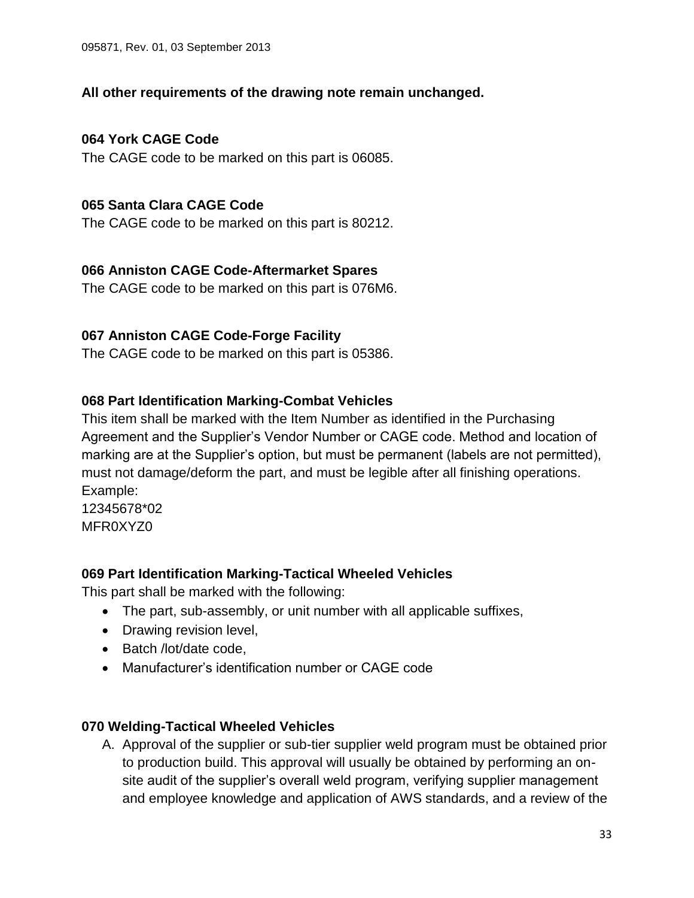**All other requirements of the drawing note remain unchanged.**

**064 York CAGE Code**

The CAGE code to be marked on this part is 06085.

**065 Santa Clara CAGE Code**

The CAGE code to be marked on this part is 80212.

**066 Anniston CAGE Code-Aftermarket Spares**

The CAGE code to be marked on this part is 076M6.

**067 Anniston CAGE Code-Forge Facility**

The CAGE code to be marked on this part is 05386.

**068 Part Identification Marking-Combat Vehicles**

This item shall be marked with the Item Number as identified in the Purchasing Agreement and the Supplier's Vendor Number or CAGE code. Method and location of marking are at the Supplier's option, but must be permanent (labels are not permitted), must not damage/deform the part, and must be legible after all finishing operations.
Example:
12345678*02
MFR0XYZ0

**069 Part Identification Marking-Tactical Wheeled Vehicles**

This part shall be marked with the following:

- The part, sub-assembly, or unit number with all applicable suffixes,
- Drawing revision level,
- Batch /lot/date code,
- Manufacturer's identification number or CAGE code

**070 Welding-Tactical Wheeled Vehicles**

A. Approval of the supplier or sub-tier supplier weld program must be obtained prior to production build. This approval will usually be obtained by performing an on-site audit of the supplier's overall weld program, verifying supplier management and employee knowledge and application of AWS standards, and a review of the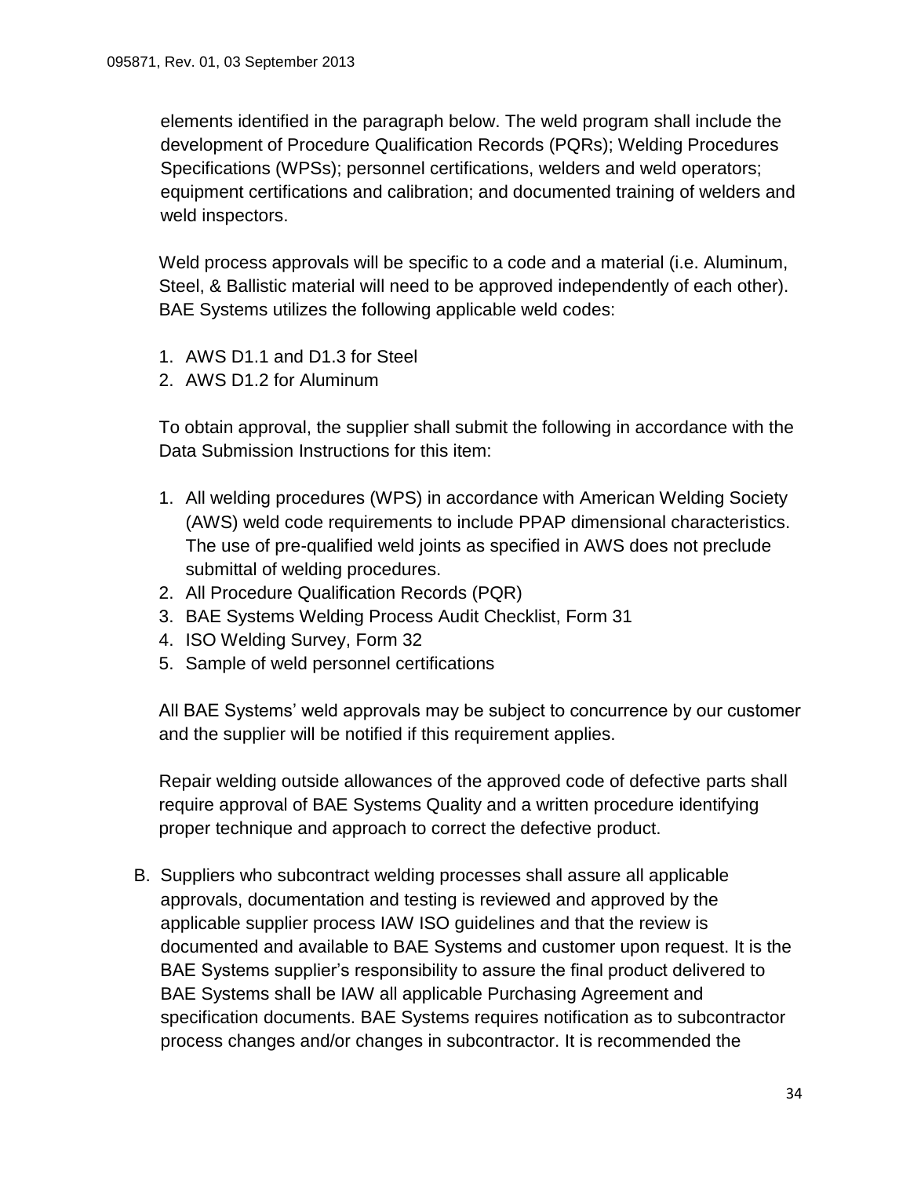elements identified in the paragraph below. The weld program shall include the development of Procedure Qualification Records (PQRs); Welding Procedures Specifications (WPSs); personnel certifications, welders and weld operators; equipment certifications and calibration; and documented training of welders and weld inspectors.

Weld process approvals will be specific to a code and a material (i.e. Aluminum, Steel, & Ballistic material will need to be approved independently of each other). BAE Systems utilizes the following applicable weld codes:

1. AWS D1.1 and D1.3 for Steel
2. AWS D1.2 for Aluminum

To obtain approval, the supplier shall submit the following in accordance with the Data Submission Instructions for this item:

1. All welding procedures (WPS) in accordance with American Welding Society (AWS) weld code requirements to include PPAP dimensional characteristics. The use of pre-qualified weld joints as specified in AWS does not preclude submittal of welding procedures.
2. All Procedure Qualification Records (PQR)
3. BAE Systems Welding Process Audit Checklist, Form 31
4. ISO Welding Survey, Form 32
5. Sample of weld personnel certifications

All BAE Systems' weld approvals may be subject to concurrence by our customer and the supplier will be notified if this requirement applies.

Repair welding outside allowances of the approved code of defective parts shall require approval of BAE Systems Quality and a written procedure identifying proper technique and approach to correct the defective product.

B. Suppliers who subcontract welding processes shall assure all applicable approvals, documentation and testing is reviewed and approved by the applicable supplier process IAW ISO guidelines and that the review is documented and available to BAE Systems and customer upon request. It is the BAE Systems supplier's responsibility to assure the final product delivered to BAE Systems shall be IAW all applicable Purchasing Agreement and specification documents. BAE Systems requires notification as to subcontractor process changes and/or changes in subcontractor. It is recommended the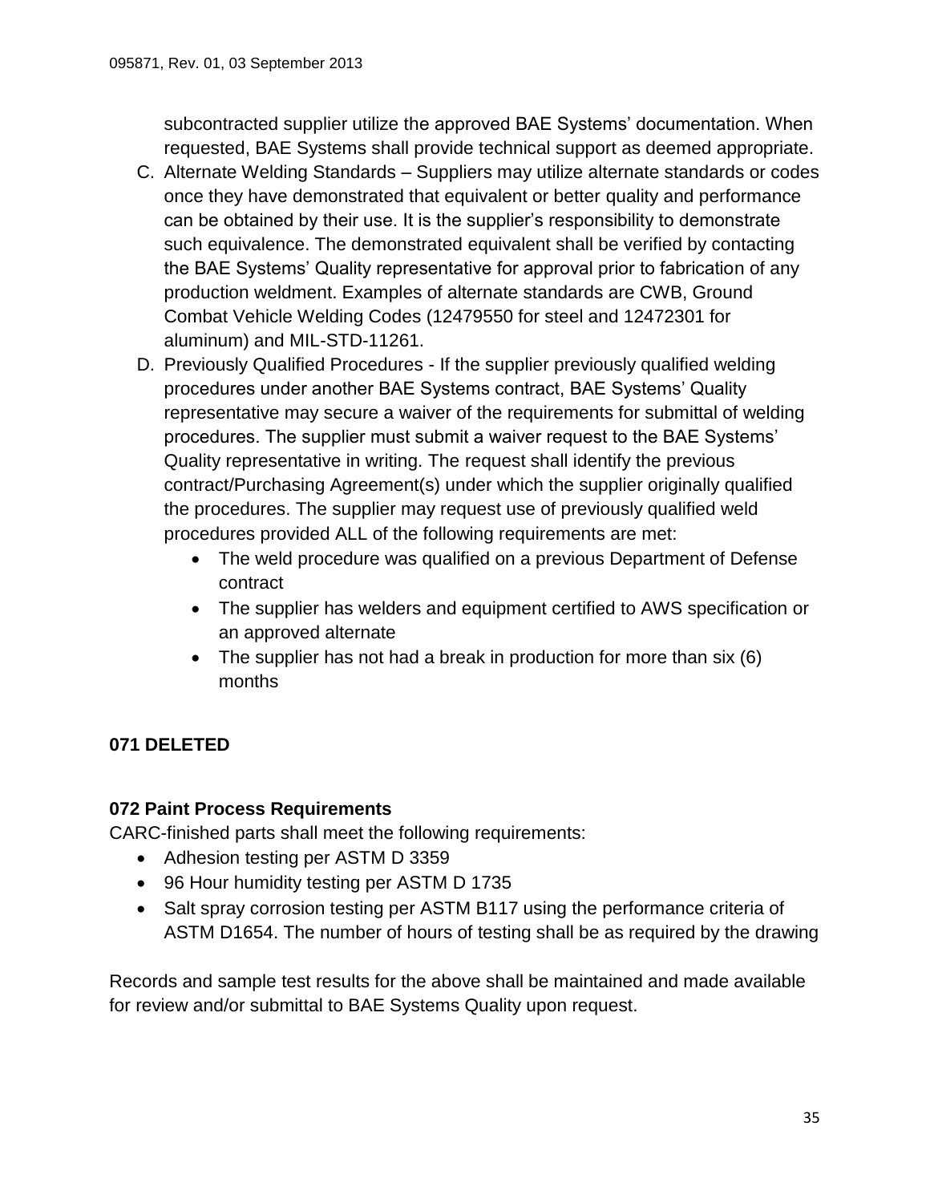subcontracted supplier utilize the approved BAE Systems' documentation. When requested, BAE Systems shall provide technical support as deemed appropriate.

C. Alternate Welding Standards – Suppliers may utilize alternate standards or codes once they have demonstrated that equivalent or better quality and performance can be obtained by their use. It is the supplier's responsibility to demonstrate such equivalence. The demonstrated equivalent shall be verified by contacting the BAE Systems' Quality representative for approval prior to fabrication of any production weldment. Examples of alternate standards are CWB, Ground Combat Vehicle Welding Codes (12479550 for steel and 12472301 for aluminum) and MIL-STD-11261.
D. Previously Qualified Procedures - If the supplier previously qualified welding procedures under another BAE Systems contract, BAE Systems' Quality representative may secure a waiver of the requirements for submittal of welding procedures. The supplier must submit a waiver request to the BAE Systems' Quality representative in writing. The request shall identify the previous contract/Purchasing Agreement(s) under which the supplier originally qualified the procedures. The supplier may request use of previously qualified weld procedures provided ALL of the following requirements are met:
    - The weld procedure was qualified on a previous Department of Defense contract
    - The supplier has welders and equipment certified to AWS specification or an approved alternate
    - The supplier has not had a break in production for more than six (6) months

**071 DELETED**

**072 Paint Process Requirements**

CARC-finished parts shall meet the following requirements:

- Adhesion testing per ASTM D 3359
- 96 Hour humidity testing per ASTM D 1735
- Salt spray corrosion testing per ASTM B117 using the performance criteria of ASTM D1654. The number of hours of testing shall be as required by the drawing

Records and sample test results for the above shall be maintained and made available for review and/or submittal to BAE Systems Quality upon request.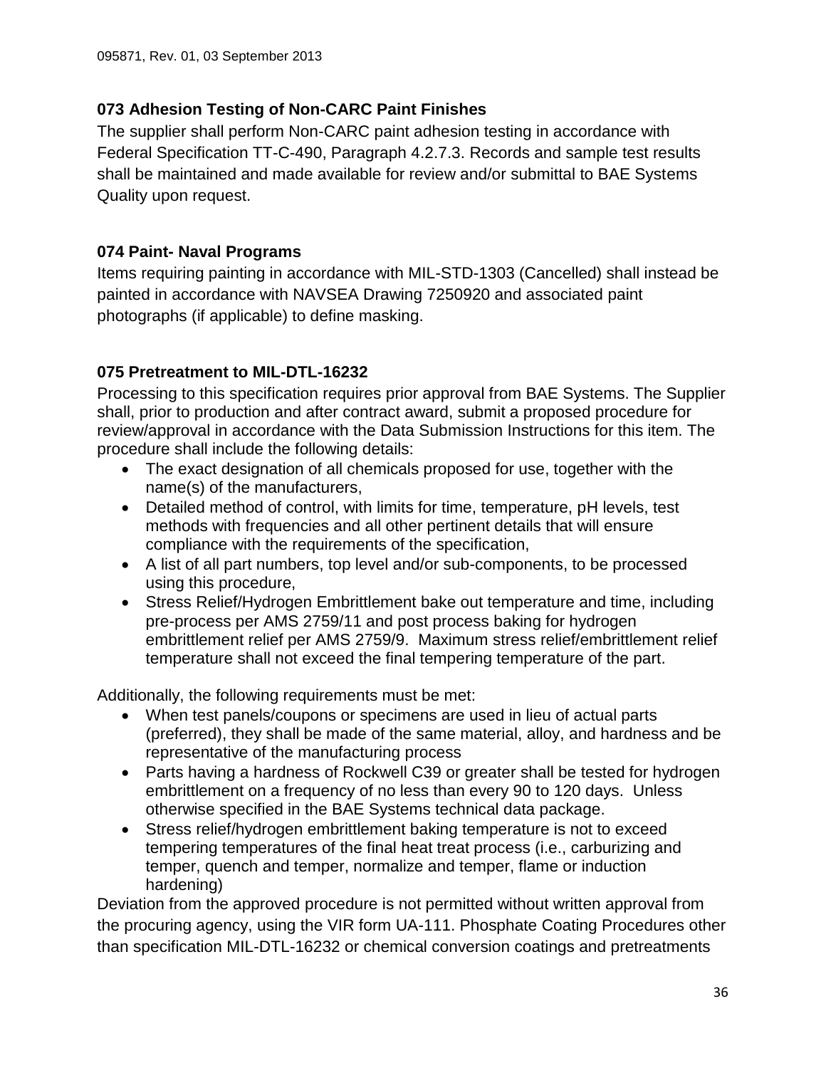### 073 Adhesion Testing of Non-CARC Paint Finishes

The supplier shall perform Non-CARC paint adhesion testing in accordance with Federal Specification TT-C-490, Paragraph 4.2.7.3. Records and sample test results shall be maintained and made available for review and/or submittal to BAE Systems Quality upon request.

### 074 Paint- Naval Programs

Items requiring painting in accordance with MIL-STD-1303 (Cancelled) shall instead be painted in accordance with NAVSEA Drawing 7250920 and associated paint photographs (if applicable) to define masking.

### 075 Pretreatment to MIL-DTL-16232

Processing to this specification requires prior approval from BAE Systems. The Supplier shall, prior to production and after contract award, submit a proposed procedure for review/approval in accordance with the Data Submission Instructions for this item. The procedure shall include the following details:

- The exact designation of all chemicals proposed for use, together with the name(s) of the manufacturers,
- Detailed method of control, with limits for time, temperature, pH levels, test methods with frequencies and all other pertinent details that will ensure compliance with the requirements of the specification,
- A list of all part numbers, top level and/or sub-components, to be processed using this procedure,
- Stress Relief/Hydrogen Embrittlement bake out temperature and time, including pre-process per AMS 2759/11 and post process baking for hydrogen embrittlement relief per AMS 2759/9. Maximum stress relief/embrittlement relief temperature shall not exceed the final tempering temperature of the part.

Additionally, the following requirements must be met:

- When test panels/coupons or specimens are used in lieu of actual parts (preferred), they shall be made of the same material, alloy, and hardness and be representative of the manufacturing process
- Parts having a hardness of Rockwell C39 or greater shall be tested for hydrogen embrittlement on a frequency of no less than every 90 to 120 days. Unless otherwise specified in the BAE Systems technical data package.
- Stress relief/hydrogen embrittlement baking temperature is not to exceed tempering temperatures of the final heat treat process (i.e., carburizing and temper, quench and temper, normalize and temper, flame or induction hardening)

Deviation from the approved procedure is not permitted without written approval from the procuring agency, using the VIR form UA-111. Phosphate Coating Procedures other than specification MIL-DTL-16232 or chemical conversion coatings and pretreatments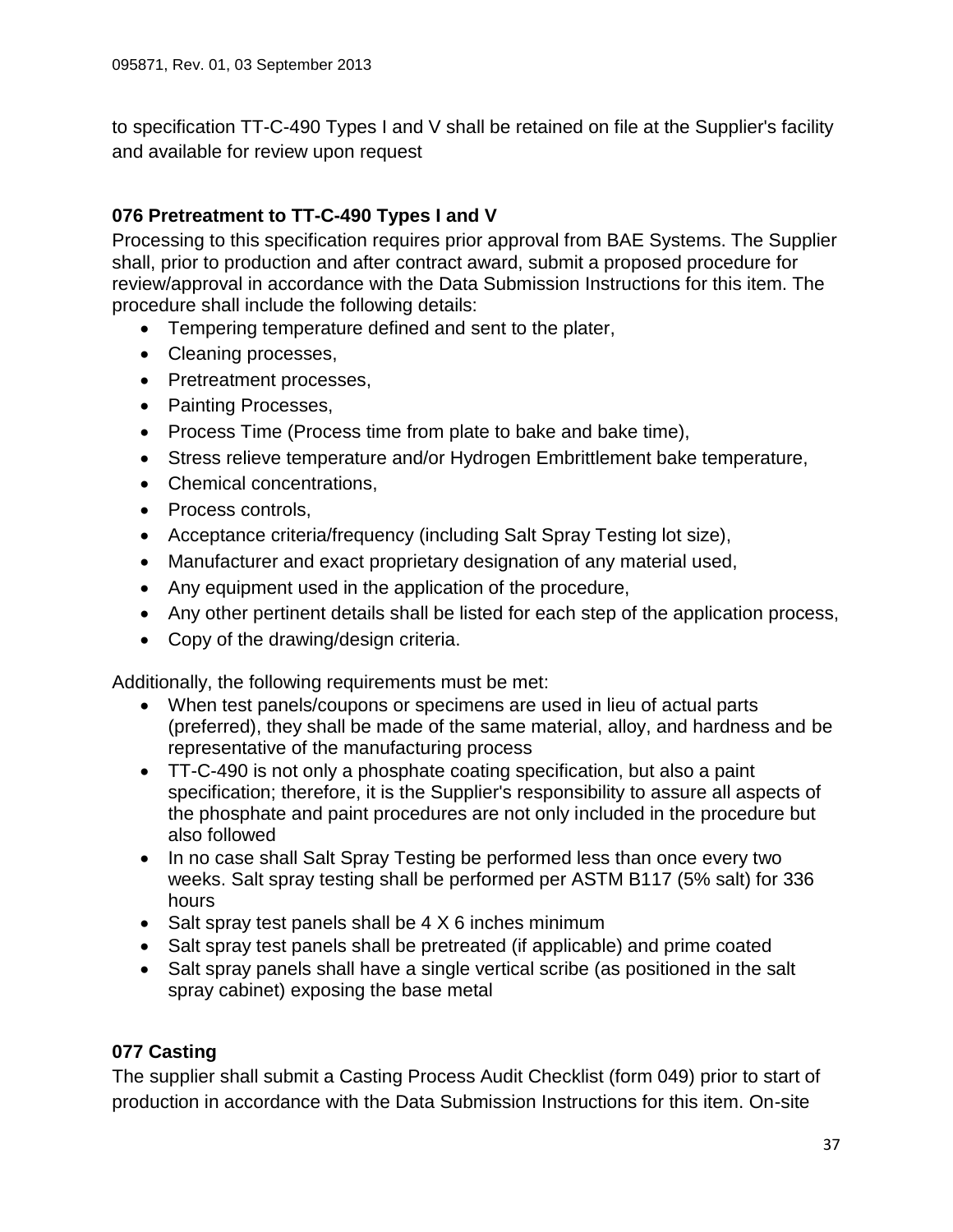to specification TT-C-490 Types I and V shall be retained on file at the Supplier's facility and available for review upon request

### 076 Pretreatment to TT-C-490 Types I and V

Processing to this specification requires prior approval from BAE Systems. The Supplier shall, prior to production and after contract award, submit a proposed procedure for review/approval in accordance with the Data Submission Instructions for this item. The procedure shall include the following details:

- Tempering temperature defined and sent to the plater,
- Cleaning processes,
- Pretreatment processes,
- Painting Processes,
- Process Time (Process time from plate to bake and bake time),
- Stress relieve temperature and/or Hydrogen Embrittlement bake temperature,
- Chemical concentrations,
- Process controls,
- Acceptance criteria/frequency (including Salt Spray Testing lot size),
- Manufacturer and exact proprietary designation of any material used,
- Any equipment used in the application of the procedure,
- Any other pertinent details shall be listed for each step of the application process,
- Copy of the drawing/design criteria.

Additionally, the following requirements must be met:

- When test panels/coupons or specimens are used in lieu of actual parts (preferred), they shall be made of the same material, alloy, and hardness and be representative of the manufacturing process
- TT-C-490 is not only a phosphate coating specification, but also a paint specification; therefore, it is the Supplier's responsibility to assure all aspects of the phosphate and paint procedures are not only included in the procedure but also followed
- In no case shall Salt Spray Testing be performed less than once every two weeks. Salt spray testing shall be performed per ASTM B117 (5% salt) for 336 hours
- Salt spray test panels shall be 4 X 6 inches minimum
- Salt spray test panels shall be pretreated (if applicable) and prime coated
- Salt spray panels shall have a single vertical scribe (as positioned in the salt spray cabinet) exposing the base metal

### 077 Casting

The supplier shall submit a Casting Process Audit Checklist (form 049) prior to start of production in accordance with the Data Submission Instructions for this item. On-site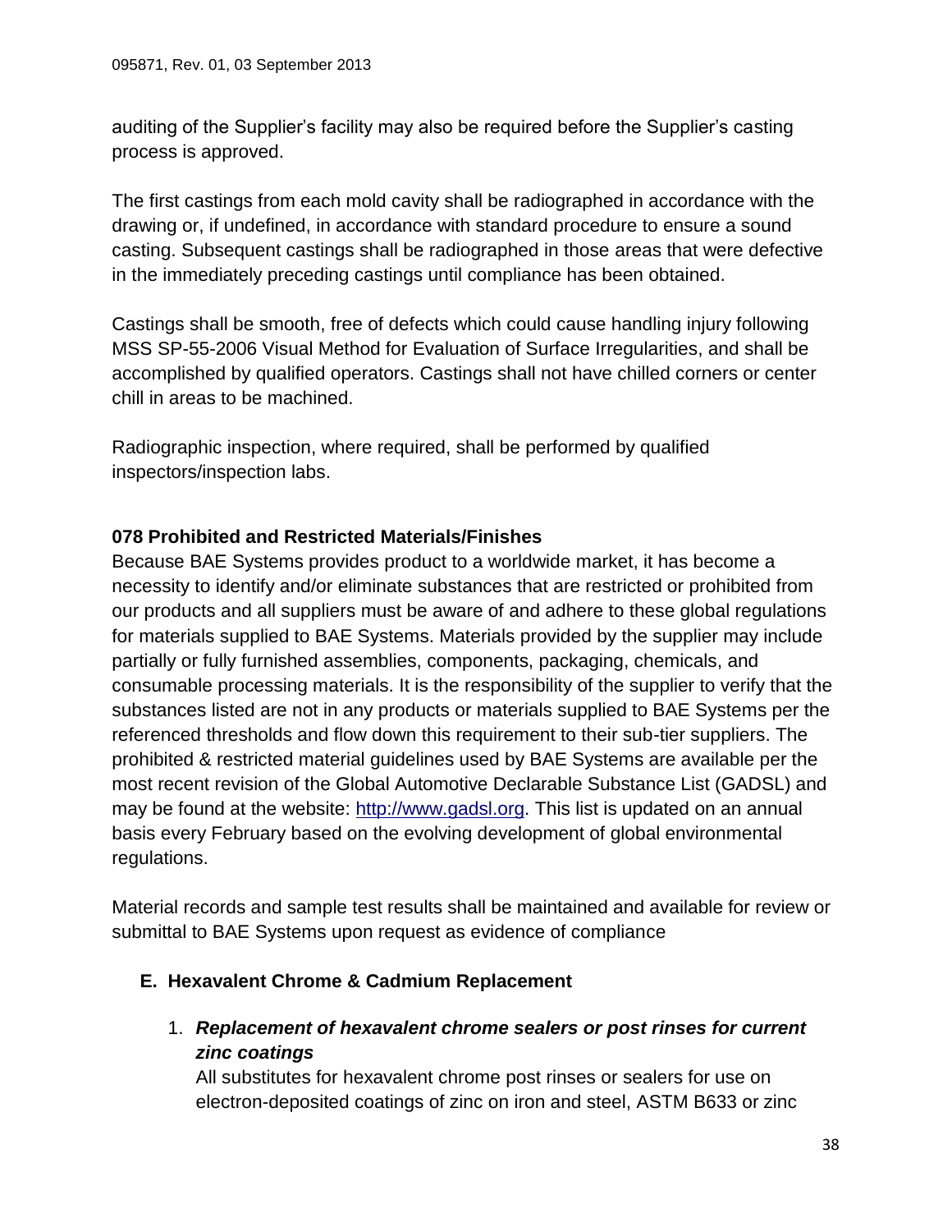auditing of the Supplier's facility may also be required before the Supplier's casting process is approved.

The first castings from each mold cavity shall be radiographed in accordance with the drawing or, if undefined, in accordance with standard procedure to ensure a sound casting. Subsequent castings shall be radiographed in those areas that were defective in the immediately preceding castings until compliance has been obtained.

Castings shall be smooth, free of defects which could cause handling injury following MSS SP-55-2006 Visual Method for Evaluation of Surface Irregularities, and shall be accomplished by qualified operators. Castings shall not have chilled corners or center chill in areas to be machined.

Radiographic inspection, where required, shall be performed by qualified inspectors/inspection labs.

**078 Prohibited and Restricted Materials/Finishes**

Because BAE Systems provides product to a worldwide market, it has become a necessity to identify and/or eliminate substances that are restricted or prohibited from our products and all suppliers must be aware of and adhere to these global regulations for materials supplied to BAE Systems. Materials provided by the supplier may include partially or fully furnished assemblies, components, packaging, chemicals, and consumable processing materials. It is the responsibility of the supplier to verify that the substances listed are not in any products or materials supplied to BAE Systems per the referenced thresholds and flow down this requirement to their sub-tier suppliers. The prohibited & restricted material guidelines used by BAE Systems are available per the most recent revision of the Global Automotive Declarable Substance List (GADSL) and may be found at the website: [http://www.gadsl.org](http://www.gadsl.org). This list is updated on an annual basis every February based on the evolving development of global environmental regulations.

Material records and sample test results shall be maintained and available for review or submittal to BAE Systems upon request as evidence of compliance

**E. Hexavalent Chrome & Cadmium Replacement**

1. ***Replacement of hexavalent chrome sealers or post rinses for current zinc coatings***
   All substitutes for hexavalent chrome post rinses or sealers for use on electron-deposited coatings of zinc on iron and steel, ASTM B633 or zinc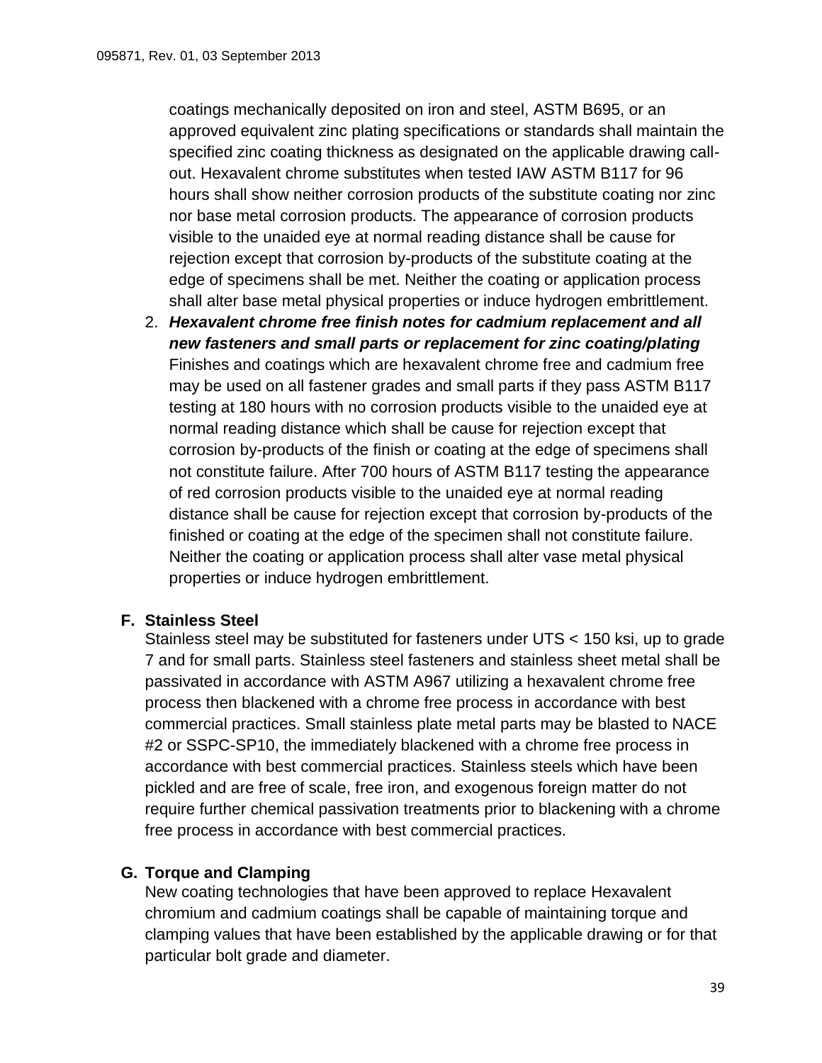coatings mechanically deposited on iron and steel, ASTM B695, or an approved equivalent zinc plating specifications or standards shall maintain the specified zinc coating thickness as designated on the applicable drawing call-out. Hexavalent chrome substitutes when tested IAW ASTM B117 for 96 hours shall show neither corrosion products of the substitute coating nor zinc nor base metal corrosion products. The appearance of corrosion products visible to the unaided eye at normal reading distance shall be cause for rejection except that corrosion by-products of the substitute coating at the edge of specimens shall be met. Neither the coating or application process shall alter base metal physical properties or induce hydrogen embrittlement.

2. ***Hexavalent chrome free finish notes for cadmium replacement and all new fasteners and small parts or replacement for zinc coating/plating*** Finishes and coatings which are hexavalent chrome free and cadmium free may be used on all fastener grades and small parts if they pass ASTM B117 testing at 180 hours with no corrosion products visible to the unaided eye at normal reading distance which shall be cause for rejection except that corrosion by-products of the finish or coating at the edge of specimens shall not constitute failure. After 700 hours of ASTM B117 testing the appearance of red corrosion products visible to the unaided eye at normal reading distance shall be cause for rejection except that corrosion by-products of the finished or coating at the edge of the specimen shall not constitute failure. Neither the coating or application process shall alter vase metal physical properties or induce hydrogen embrittlement.

### F. Stainless Steel

Stainless steel may be substituted for fasteners under UTS < 150 ksi, up to grade 7 and for small parts. Stainless steel fasteners and stainless sheet metal shall be passivated in accordance with ASTM A967 utilizing a hexavalent chrome free process then blackened with a chrome free process in accordance with best commercial practices. Small stainless plate metal parts may be blasted to NACE #2 or SSPC-SP10, the immediately blackened with a chrome free process in accordance with best commercial practices. Stainless steels which have been pickled and are free of scale, free iron, and exogenous foreign matter do not require further chemical passivation treatments prior to blackening with a chrome free process in accordance with best commercial practices.

### G. Torque and Clamping

New coating technologies that have been approved to replace Hexavalent chromium and cadmium coatings shall be capable of maintaining torque and clamping values that have been established by the applicable drawing or for that particular bolt grade and diameter.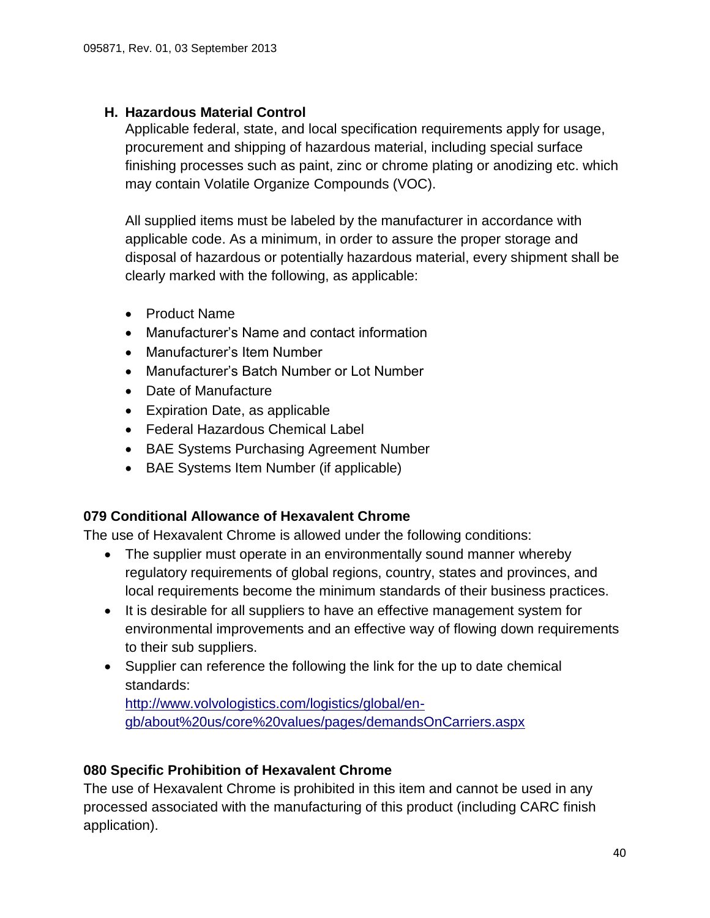### H. Hazardous Material Control

Applicable federal, state, and local specification requirements apply for usage, procurement and shipping of hazardous material, including special surface finishing processes such as paint, zinc or chrome plating or anodizing etc. which may contain Volatile Organize Compounds (VOC).

All supplied items must be labeled by the manufacturer in accordance with applicable code. As a minimum, in order to assure the proper storage and disposal of hazardous or potentially hazardous material, every shipment shall be clearly marked with the following, as applicable:

- Product Name
- Manufacturer's Name and contact information
- Manufacturer's Item Number
- Manufacturer's Batch Number or Lot Number
- Date of Manufacture
- Expiration Date, as applicable
- Federal Hazardous Chemical Label
- BAE Systems Purchasing Agreement Number
- BAE Systems Item Number (if applicable)

## 079 Conditional Allowance of Hexavalent Chrome

The use of Hexavalent Chrome is allowed under the following conditions:

- The supplier must operate in an environmentally sound manner whereby regulatory requirements of global regions, country, states and provinces, and local requirements become the minimum standards of their business practices.
- It is desirable for all suppliers to have an effective management system for environmental improvements and an effective way of flowing down requirements to their sub suppliers.
- Supplier can reference the following the link for the up to date chemical standards:
  http://www.volvologistics.com/logistics/global/en-gb/about%20us/core%20values/pages/demandsOnCarriers.aspx

## 080 Specific Prohibition of Hexavalent Chrome

The use of Hexavalent Chrome is prohibited in this item and cannot be used in any processed associated with the manufacturing of this product (including CARC finish application).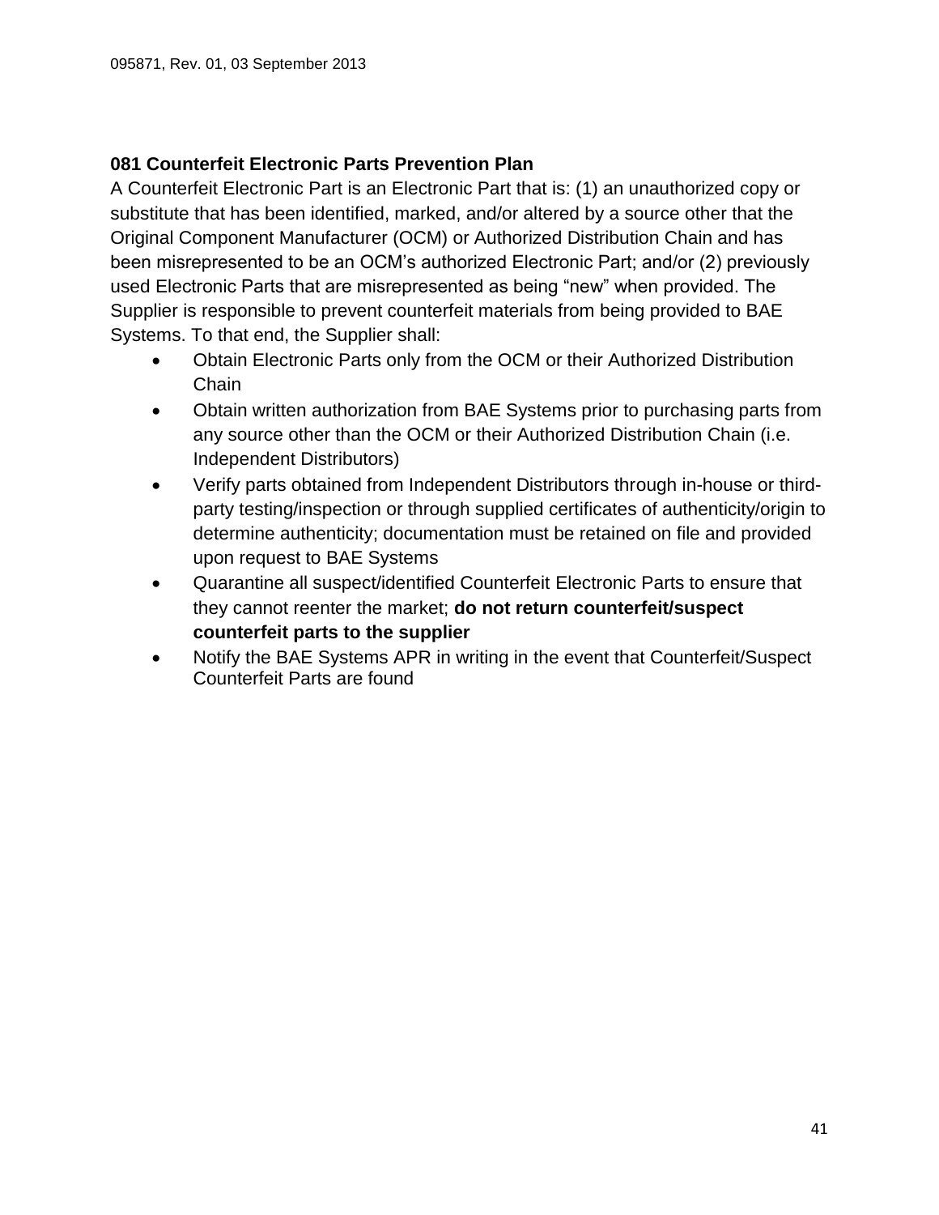**081 Counterfeit Electronic Parts Prevention Plan**

A Counterfeit Electronic Part is an Electronic Part that is: (1) an unauthorized copy or substitute that has been identified, marked, and/or altered by a source other that the Original Component Manufacturer (OCM) or Authorized Distribution Chain and has been misrepresented to be an OCM's authorized Electronic Part; and/or (2) previously used Electronic Parts that are misrepresented as being "new" when provided. The Supplier is responsible to prevent counterfeit materials from being provided to BAE Systems. To that end, the Supplier shall:

- Obtain Electronic Parts only from the OCM or their Authorized Distribution Chain
- Obtain written authorization from BAE Systems prior to purchasing parts from any source other than the OCM or their Authorized Distribution Chain (i.e. Independent Distributors)
- Verify parts obtained from Independent Distributors through in-house or third-party testing/inspection or through supplied certificates of authenticity/origin to determine authenticity; documentation must be retained on file and provided upon request to BAE Systems
- Quarantine all suspect/identified Counterfeit Electronic Parts to ensure that they cannot reenter the market; **do not return counterfeit/suspect counterfeit parts to the supplier**
- Notify the BAE Systems APR in writing in the event that Counterfeit/Suspect Counterfeit Parts are found